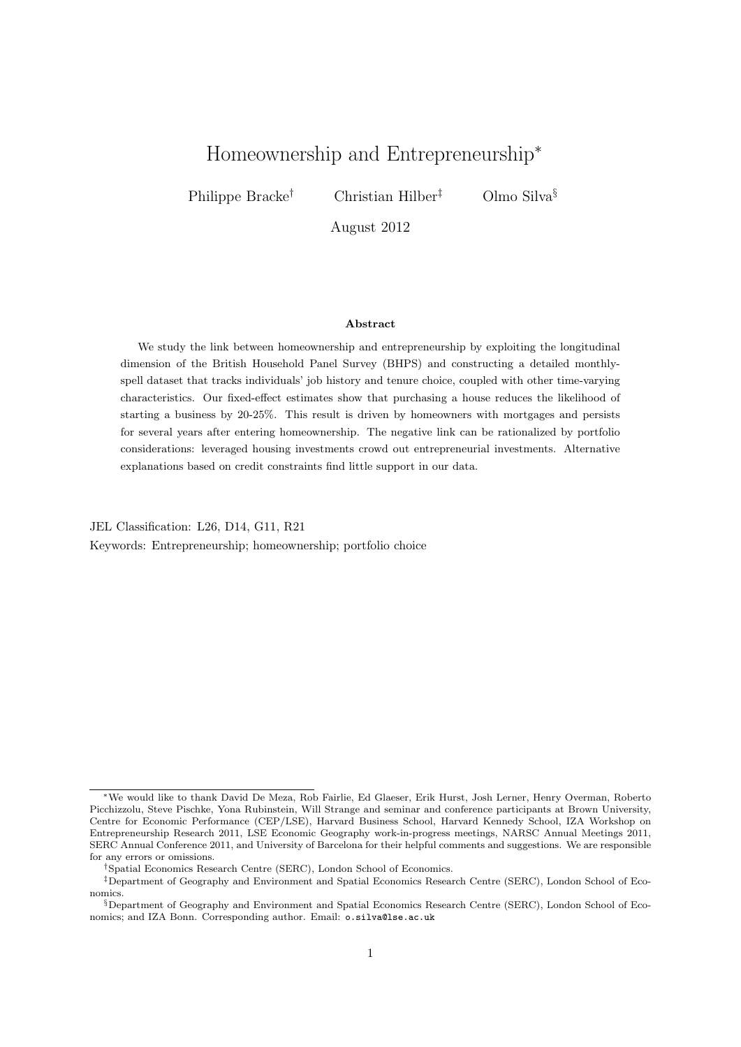# Homeownership and Entrepreneurship*

Philippe Bracke[†] Christian Hilber[‡] Olmo Silva[§]

August 2012

**Abstract**

We study the link between homeownership and entrepreneurship by exploiting the longitudinal dimension of the British Household Panel Survey (BHPS) and constructing a detailed monthly-spell dataset that tracks individuals' job history and tenure choice, coupled with other time-varying characteristics. Our fixed-effect estimates show that purchasing a house reduces the likelihood of starting a business by 20-25%. This result is driven by homeowners with mortgages and persists for several years after entering homeownership. The negative link can be rationalized by portfolio considerations: leveraged housing investments crowd out entrepreneurial investments. Alternative explanations based on credit constraints find little support in our data.

JEL Classification: L26, D14, G11, R21

Keywords: Entrepreneurship; homeownership; portfolio choice

---

*We would like to thank David De Meza, Rob Fairlie, Ed Glaeser, Erik Hurst, Josh Lerner, Henry Overman, Roberto Picchizzolu, Steve Pischke, Yona Rubinstein, Will Strange and seminar and conference participants at Brown University, Centre for Economic Performance (CEP/LSE), Harvard Business School, Harvard Kennedy School, IZA Workshop on Entrepreneurship Research 2011, LSE Economic Geography work-in-progress meetings, NARSC Annual Meetings 2011, SERC Annual Conference 2011, and University of Barcelona for their helpful comments and suggestions. We are responsible for any errors or omissions.

[†]Spatial Economics Research Centre (SERC), London School of Economics.

[‡]Department of Geography and Environment and Spatial Economics Research Centre (SERC), London School of Economics.

[§]Department of Geography and Environment and Spatial Economics Research Centre (SERC), London School of Economics; and IZA Bonn. Corresponding author. Email: o.silva@lse.ac.uk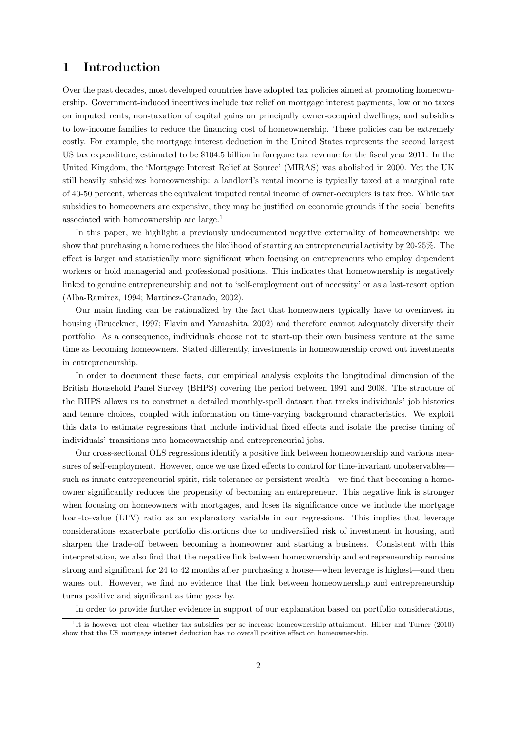# 1 Introduction

Over the past decades, most developed countries have adopted tax policies aimed at promoting homeownership. Government-induced incentives include tax relief on mortgage interest payments, low or no taxes on imputed rents, non-taxation of capital gains on principally owner-occupied dwellings, and subsidies to low-income families to reduce the financing cost of homeownership. These policies can be extremely costly. For example, the mortgage interest deduction in the United States represents the second largest US tax expenditure, estimated to be $104.5 billion in foregone tax revenue for the fiscal year 2011. In the United Kingdom, the 'Mortgage Interest Relief at Source' (MIRAS) was abolished in 2000. Yet the UK still heavily subsidizes homeownership: a landlord's rental income is typically taxed at a marginal rate of 40-50 percent, whereas the equivalent imputed rental income of owner-occupiers is tax free. While tax subsidies to homeowners are expensive, they may be justified on economic grounds if the social benefits associated with homeownership are large.[1]

In this paper, we highlight a previously undocumented negative externality of homeownership: we show that purchasing a home reduces the likelihood of starting an entrepreneurial activity by 20-25%. The effect is larger and statistically more significant when focusing on entrepreneurs who employ dependent workers or hold managerial and professional positions. This indicates that homeownership is negatively linked to genuine entrepreneurship and not to 'self-employment out of necessity' or as a last-resort option (Alba-Ramirez, 1994; Martinez-Granado, 2002).

Our main finding can be rationalized by the fact that homeowners typically have to overinvest in housing (Brueckner, 1997; Flavin and Yamashita, 2002) and therefore cannot adequately diversify their portfolio. As a consequence, individuals choose not to start-up their own business venture at the same time as becoming homeowners. Stated differently, investments in homeownership crowd out investments in entrepreneurship.

In order to document these facts, our empirical analysis exploits the longitudinal dimension of the British Household Panel Survey (BHPS) covering the period between 1991 and 2008. The structure of the BHPS allows us to construct a detailed monthly-spell dataset that tracks individuals' job histories and tenure choices, coupled with information on time-varying background characteristics. We exploit this data to estimate regressions that include individual fixed effects and isolate the precise timing of individuals' transitions into homeownership and entrepreneurial jobs.

Our cross-sectional OLS regressions identify a positive link between homeownership and various measures of self-employment. However, once we use fixed effects to control for time-invariant unobservables—such as innate entrepreneurial spirit, risk tolerance or persistent wealth—we find that becoming a homeowner significantly reduces the propensity of becoming an entrepreneur. This negative link is stronger when focusing on homeowners with mortgages, and loses its significance once we include the mortgage loan-to-value (LTV) ratio as an explanatory variable in our regressions. This implies that leverage considerations exacerbate portfolio distortions due to undiversified risk of investment in housing, and sharpen the trade-off between becoming a homeowner and starting a business. Consistent with this interpretation, we also find that the negative link between homeownership and entrepreneurship remains strong and significant for 24 to 42 months after purchasing a house—when leverage is highest—and then wanes out. However, we find no evidence that the link between homeownership and entrepreneurship turns positive and significant as time goes by.

In order to provide further evidence in support of our explanation based on portfolio considerations,

[1] It is however not clear whether tax subsidies per se increase homeownership attainment. Hilber and Turner (2010) show that the US mortgage interest deduction has no overall positive effect on homeownership.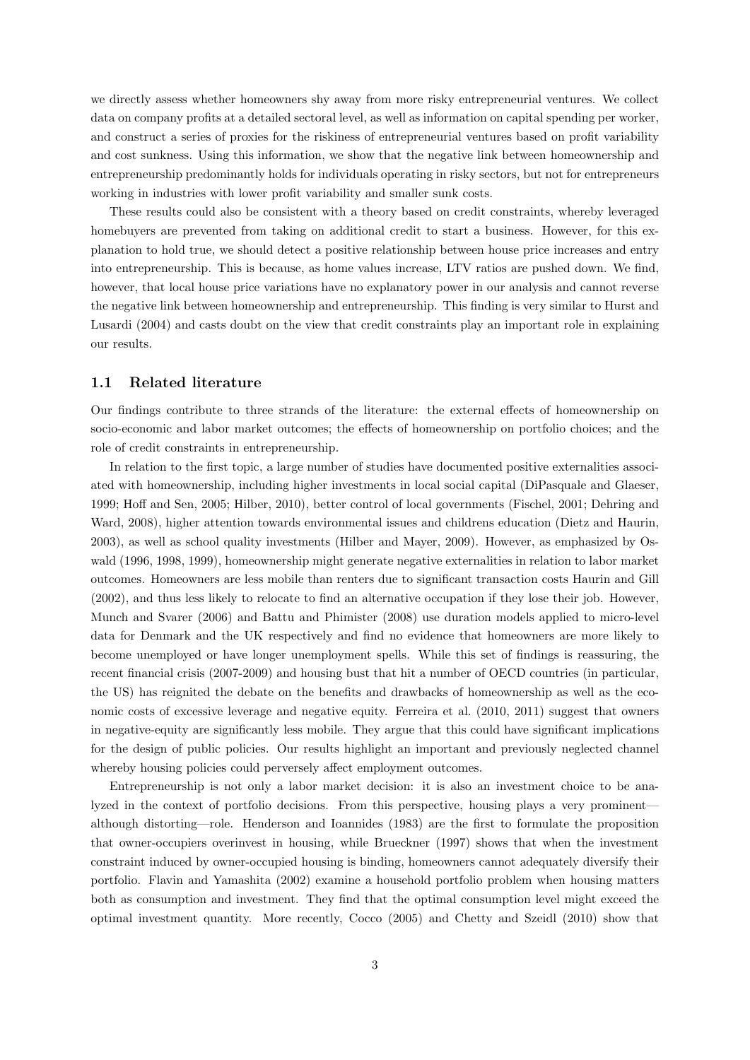we directly assess whether homeowners shy away from more risky entrepreneurial ventures. We collect data on company profits at a detailed sectoral level, as well as information on capital spending per worker, and construct a series of proxies for the riskiness of entrepreneurial ventures based on profit variability and cost sunkness. Using this information, we show that the negative link between homeownership and entrepreneurship predominantly holds for individuals operating in risky sectors, but not for entrepreneurs working in industries with lower profit variability and smaller sunk costs.

These results could also be consistent with a theory based on credit constraints, whereby leveraged homebuyers are prevented from taking on additional credit to start a business. However, for this explanation to hold true, we should detect a positive relationship between house price increases and entry into entrepreneurship. This is because, as home values increase, LTV ratios are pushed down. We find, however, that local house price variations have no explanatory power in our analysis and cannot reverse the negative link between homeownership and entrepreneurship. This finding is very similar to Hurst and Lusardi (2004) and casts doubt on the view that credit constraints play an important role in explaining our results.

### 1.1 Related literature

Our findings contribute to three strands of the literature: the external effects of homeownership on socio-economic and labor market outcomes; the effects of homeownership on portfolio choices; and the role of credit constraints in entrepreneurship.

In relation to the first topic, a large number of studies have documented positive externalities associated with homeownership, including higher investments in local social capital (DiPasquale and Glaeser, 1999; Hoff and Sen, 2005; Hilber, 2010), better control of local governments (Fischel, 2001; Dehring and Ward, 2008), higher attention towards environmental issues and childrens education (Dietz and Haurin, 2003), as well as school quality investments (Hilber and Mayer, 2009). However, as emphasized by Oswald (1996, 1998, 1999), homeownership might generate negative externalities in relation to labor market outcomes. Homeowners are less mobile than renters due to significant transaction costs Haurin and Gill (2002), and thus less likely to relocate to find an alternative occupation if they lose their job. However, Munch and Svarer (2006) and Battu and Phimister (2008) use duration models applied to micro-level data for Denmark and the UK respectively and find no evidence that homeowners are more likely to become unemployed or have longer unemployment spells. While this set of findings is reassuring, the recent financial crisis (2007-2009) and housing bust that hit a number of OECD countries (in particular, the US) has reignited the debate on the benefits and drawbacks of homeownership as well as the economic costs of excessive leverage and negative equity. Ferreira et al. (2010, 2011) suggest that owners in negative-equity are significantly less mobile. They argue that this could have significant implications for the design of public policies. Our results highlight an important and previously neglected channel whereby housing policies could perversely affect employment outcomes.

Entrepreneurship is not only a labor market decision: it is also an investment choice to be analyzed in the context of portfolio decisions. From this perspective, housing plays a very prominent—although distorting—role. Henderson and Ioannides (1983) are the first to formulate the proposition that owner-occupiers overinvest in housing, while Brueckner (1997) shows that when the investment constraint induced by owner-occupied housing is binding, homeowners cannot adequately diversify their portfolio. Flavin and Yamashita (2002) examine a household portfolio problem when housing matters both as consumption and investment. They find that the optimal consumption level might exceed the optimal investment quantity. More recently, Cocco (2005) and Chetty and Szeidl (2010) show that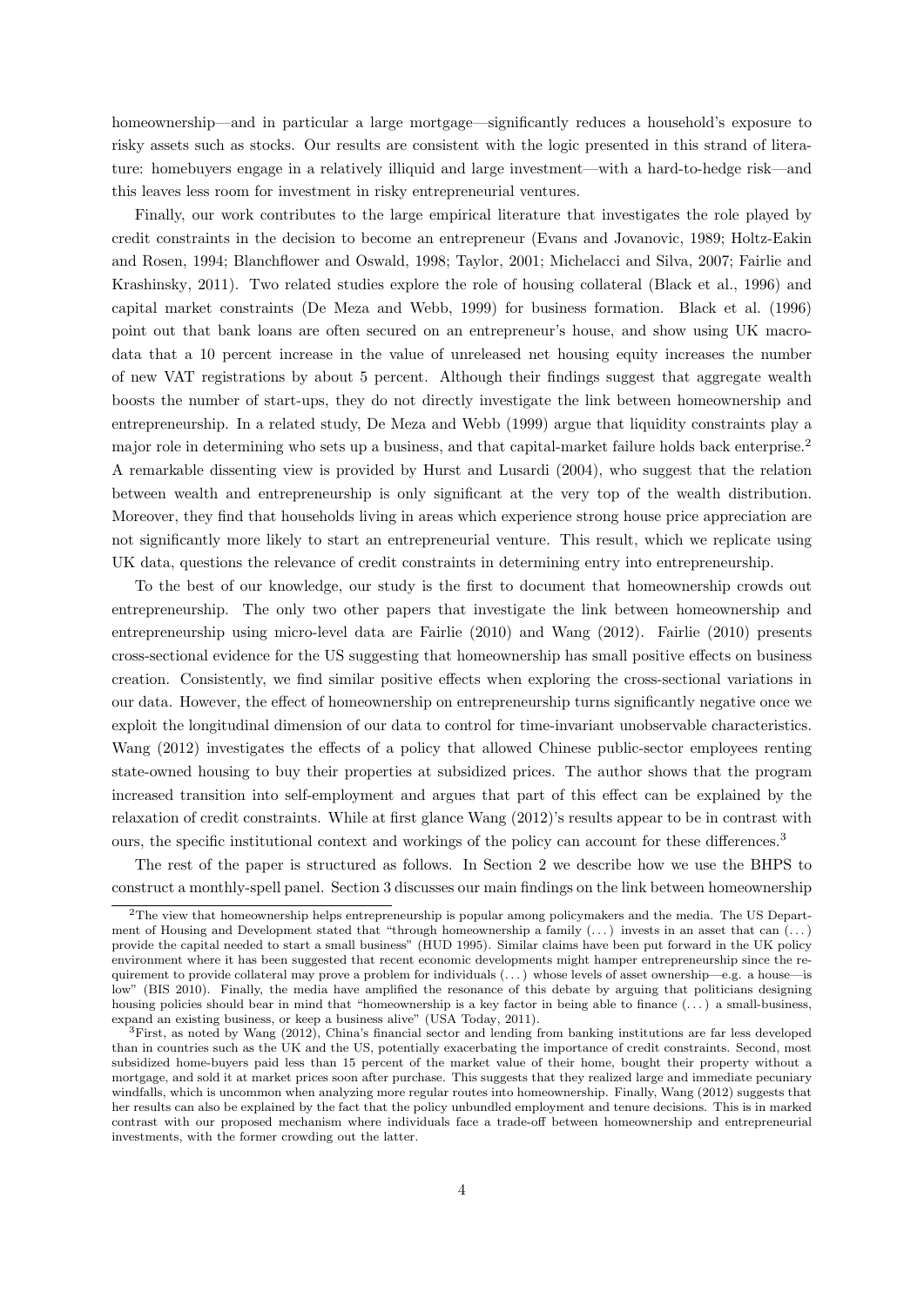homeownership—and in particular a large mortgage—significantly reduces a household's exposure to risky assets such as stocks. Our results are consistent with the logic presented in this strand of literature: homebuyers engage in a relatively illiquid and large investment—with a hard-to-hedge risk—and this leaves less room for investment in risky entrepreneurial ventures.

Finally, our work contributes to the large empirical literature that investigates the role played by credit constraints in the decision to become an entrepreneur (Evans and Jovanovic, 1989; Holtz-Eakin and Rosen, 1994; Blanchflower and Oswald, 1998; Taylor, 2001; Michelacci and Silva, 2007; Fairlie and Krashinsky, 2011). Two related studies explore the role of housing collateral (Black et al., 1996) and capital market constraints (De Meza and Webb, 1999) for business formation. Black et al. (1996) point out that bank loans are often secured on an entrepreneur's house, and show using UK macro-data that a 10 percent increase in the value of unreleased net housing equity increases the number of new VAT registrations by about 5 percent. Although their findings suggest that aggregate wealth boosts the number of start-ups, they do not directly investigate the link between homeownership and entrepreneurship. In a related study, De Meza and Webb (1999) argue that liquidity constraints play a major role in determining who sets up a business, and that capital-market failure holds back enterprise.[2] A remarkable dissenting view is provided by Hurst and Lusardi (2004), who suggest that the relation between wealth and entrepreneurship is only significant at the very top of the wealth distribution. Moreover, they find that households living in areas which experience strong house price appreciation are not significantly more likely to start an entrepreneurial venture. This result, which we replicate using UK data, questions the relevance of credit constraints in determining entry into entrepreneurship.

To the best of our knowledge, our study is the first to document that homeownership crowds out entrepreneurship. The only two other papers that investigate the link between homeownership and entrepreneurship using micro-level data are Fairlie (2010) and Wang (2012). Fairlie (2010) presents cross-sectional evidence for the US suggesting that homeownership has small positive effects on business creation. Consistently, we find similar positive effects when exploring the cross-sectional variations in our data. However, the effect of homeownership on entrepreneurship turns significantly negative once we exploit the longitudinal dimension of our data to control for time-invariant unobservable characteristics. Wang (2012) investigates the effects of a policy that allowed Chinese public-sector employees renting state-owned housing to buy their properties at subsidized prices. The author shows that the program increased transition into self-employment and argues that part of this effect can be explained by the relaxation of credit constraints. While at first glance Wang (2012)'s results appear to be in contrast with ours, the specific institutional context and workings of the policy can account for these differences.[3]

The rest of the paper is structured as follows. In Section 2 we describe how we use the BHPS to construct a monthly-spell panel. Section 3 discusses our main findings on the link between homeownership

[2] The view that homeownership helps entrepreneurship is popular among policymakers and the media. The US Department of Housing and Development stated that "through homeownership a family (...) invests in an asset that can (...) provide the capital needed to start a small business" (HUD 1995). Similar claims have been put forward in the UK policy environment where it has been suggested that recent economic developments might hamper entrepreneurship since the requirement to provide collateral may prove a problem for individuals (...) whose levels of asset ownership—e.g. a house—is low" (BIS 2010). Finally, the media have amplified the resonance of this debate by arguing that politicians designing housing policies should bear in mind that "homeownership is a key factor in being able to finance (...) a small-business, expand an existing business, or keep a business alive" (USA Today, 2011).

[3] First, as noted by Wang (2012), China's financial sector and lending from banking institutions are far less developed than in countries such as the UK and the US, potentially exacerbating the importance of credit constraints. Second, most subsidized home-buyers paid less than 15 percent of the market value of their home, bought their property without a mortgage, and sold it at market prices soon after purchase. This suggests that they realized large and immediate pecuniary windfalls, which is uncommon when analyzing more regular routes into homeownership. Finally, Wang (2012) suggests that her results can also be explained by the fact that the policy unbundled employment and tenure decisions. This is in marked contrast with our proposed mechanism where individuals face a trade-off between homeownership and entrepreneurial investments, with the former crowding out the latter.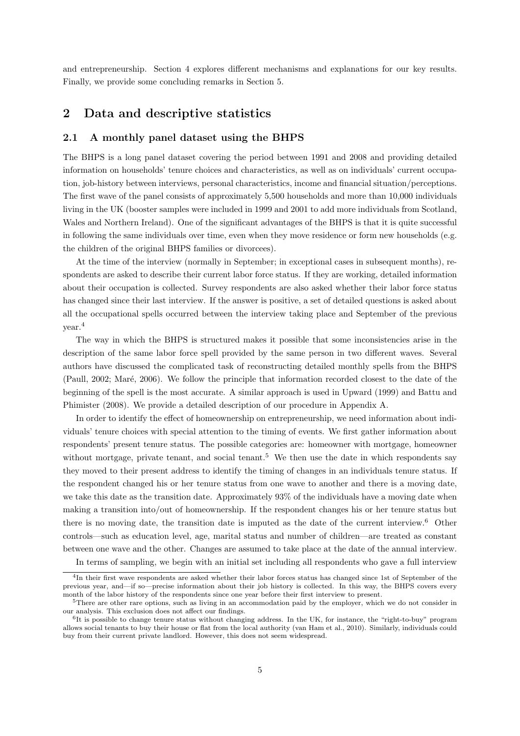and entrepreneurship. Section 4 explores different mechanisms and explanations for our key results. Finally, we provide some concluding remarks in Section 5.

## 2 Data and descriptive statistics

### 2.1 A monthly panel dataset using the BHPS

The BHPS is a long panel dataset covering the period between 1991 and 2008 and providing detailed information on households' tenure choices and characteristics, as well as on individuals' current occupation, job-history between interviews, personal characteristics, income and financial situation/perceptions. The first wave of the panel consists of approximately 5,500 households and more than 10,000 individuals living in the UK (booster samples were included in 1999 and 2001 to add more individuals from Scotland, Wales and Northern Ireland). One of the significant advantages of the BHPS is that it is quite successful in following the same individuals over time, even when they move residence or form new households (e.g. the children of the original BHPS families or divorcees).

At the time of the interview (normally in September; in exceptional cases in subsequent months), respondents are asked to describe their current labor force status. If they are working, detailed information about their occupation is collected. Survey respondents are also asked whether their labor force status has changed since their last interview. If the answer is positive, a set of detailed questions is asked about all the occupational spells occurred between the interview taking place and September of the previous year.[4]

The way in which the BHPS is structured makes it possible that some inconsistencies arise in the description of the same labor force spell provided by the same person in two different waves. Several authors have discussed the complicated task of reconstructing detailed monthly spells from the BHPS (Paull, 2002; Maré, 2006). We follow the principle that information recorded closest to the date of the beginning of the spell is the most accurate. A similar approach is used in Upward (1999) and Battu and Phimister (2008). We provide a detailed description of our procedure in Appendix A.

In order to identify the effect of homeownership on entrepreneurship, we need information about individuals' tenure choices with special attention to the timing of events. We first gather information about respondents' present tenure status. The possible categories are: homeowner with mortgage, homeowner without mortgage, private tenant, and social tenant.[5] We then use the date in which respondents say they moved to their present address to identify the timing of changes in an individuals tenure status. If the respondent changed his or her tenure status from one wave to another and there is a moving date, we take this date as the transition date. Approximately 93% of the individuals have a moving date when making a transition into/out of homeownership. If the respondent changes his or her tenure status but there is no moving date, the transition date is imputed as the date of the current interview.[6] Other controls—such as education level, age, marital status and number of children—are treated as constant between one wave and the other. Changes are assumed to take place at the date of the annual interview.

In terms of sampling, we begin with an initial set including all respondents who gave a full interview

[4] In their first wave respondents are asked whether their labor forces status has changed since 1st of September of the previous year, and—if so—precise information about their job history is collected. In this way, the BHPS covers every month of the labor history of the respondents since one year before their first interview to present.

[5] There are other rare options, such as living in an accommodation paid by the employer, which we do not consider in our analysis. This exclusion does not affect our findings.

[6] It is possible to change tenure status without changing address. In the UK, for instance, the "right-to-buy" program allows social tenants to buy their house or flat from the local authority (van Ham et al., 2010). Similarly, individuals could buy from their current private landlord. However, this does not seem widespread.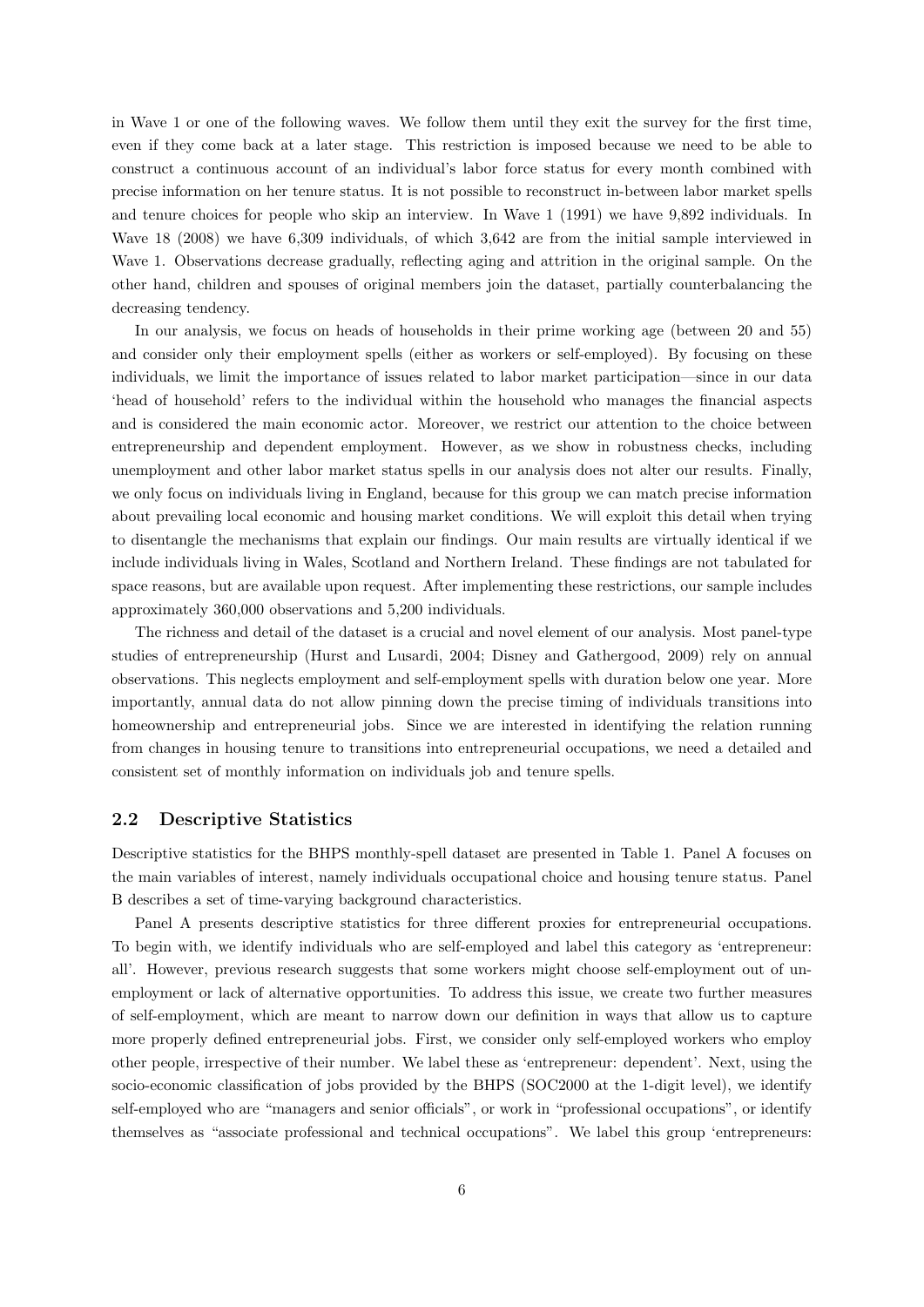in Wave 1 or one of the following waves. We follow them until they exit the survey for the first time, even if they come back at a later stage. This restriction is imposed because we need to be able to construct a continuous account of an individual's labor force status for every month combined with precise information on her tenure status. It is not possible to reconstruct in-between labor market spells and tenure choices for people who skip an interview. In Wave 1 (1991) we have 9,892 individuals. In Wave 18 (2008) we have 6,309 individuals, of which 3,642 are from the initial sample interviewed in Wave 1. Observations decrease gradually, reflecting aging and attrition in the original sample. On the other hand, children and spouses of original members join the dataset, partially counterbalancing the decreasing tendency.

In our analysis, we focus on heads of households in their prime working age (between 20 and 55) and consider only their employment spells (either as workers or self-employed). By focusing on these individuals, we limit the importance of issues related to labor market participation—since in our data 'head of household' refers to the individual within the household who manages the financial aspects and is considered the main economic actor. Moreover, we restrict our attention to the choice between entrepreneurship and dependent employment. However, as we show in robustness checks, including unemployment and other labor market status spells in our analysis does not alter our results. Finally, we only focus on individuals living in England, because for this group we can match precise information about prevailing local economic and housing market conditions. We will exploit this detail when trying to disentangle the mechanisms that explain our findings. Our main results are virtually identical if we include individuals living in Wales, Scotland and Northern Ireland. These findings are not tabulated for space reasons, but are available upon request. After implementing these restrictions, our sample includes approximately 360,000 observations and 5,200 individuals.

The richness and detail of the dataset is a crucial and novel element of our analysis. Most panel-type studies of entrepreneurship (Hurst and Lusardi, 2004; Disney and Gathergood, 2009) rely on annual observations. This neglects employment and self-employment spells with duration below one year. More importantly, annual data do not allow pinning down the precise timing of individuals transitions into homeownership and entrepreneurial jobs. Since we are interested in identifying the relation running from changes in housing tenure to transitions into entrepreneurial occupations, we need a detailed and consistent set of monthly information on individuals job and tenure spells.

## 2.2 Descriptive Statistics

Descriptive statistics for the BHPS monthly-spell dataset are presented in Table 1. Panel A focuses on the main variables of interest, namely individuals occupational choice and housing tenure status. Panel B describes a set of time-varying background characteristics.

Panel A presents descriptive statistics for three different proxies for entrepreneurial occupations. To begin with, we identify individuals who are self-employed and label this category as 'entrepreneur: all'. However, previous research suggests that some workers might choose self-employment out of unemployment or lack of alternative opportunities. To address this issue, we create two further measures of self-employment, which are meant to narrow down our definition in ways that allow us to capture more properly defined entrepreneurial jobs. First, we consider only self-employed workers who employ other people, irrespective of their number. We label these as 'entrepreneur: dependent'. Next, using the socio-economic classification of jobs provided by the BHPS (SOC2000 at the 1-digit level), we identify self-employed who are "managers and senior officials", or work in "professional occupations", or identify themselves as "associate professional and technical occupations". We label this group 'entrepreneurs: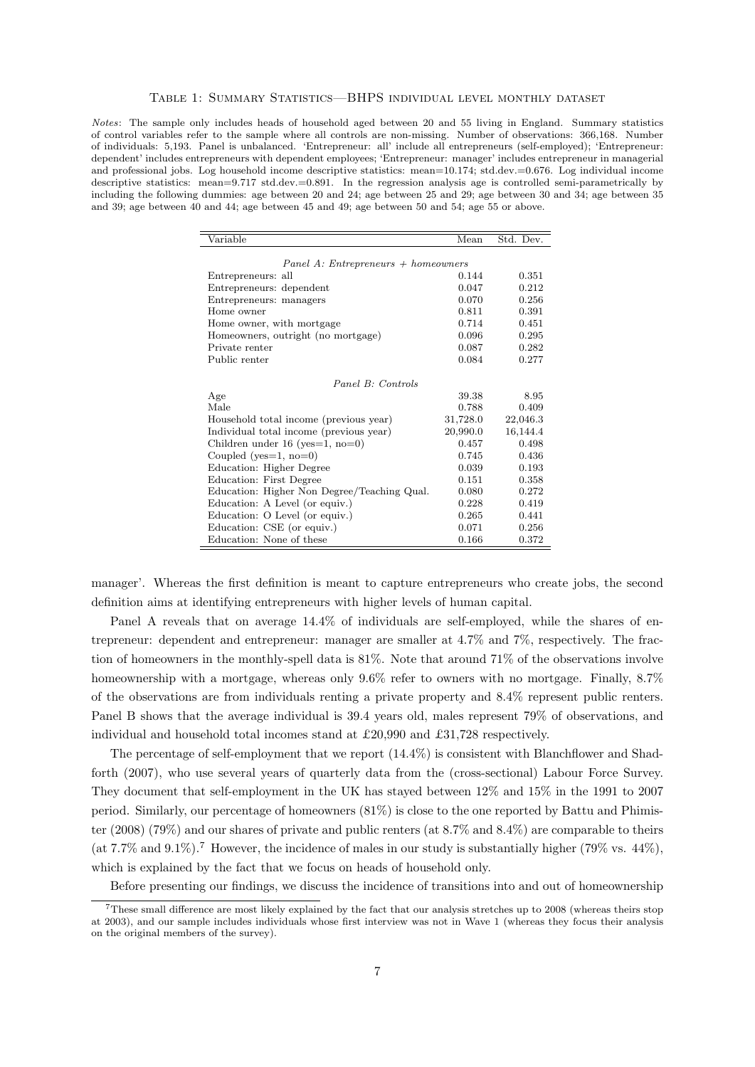Table 1: Summary Statistics—BHPS individual level monthly dataset

*Notes*: The sample only includes heads of household aged between 20 and 55 living in England. Summary statistics of control variables refer to the sample where all controls are non-missing. Number of observations: 366,168. Number of individuals: 5,193. Panel is unbalanced. 'Entrepreneur: all' include all entrepreneurs (self-employed); 'Entrepreneur: dependent' includes entrepreneurs with dependent employees; 'Entrepreneur: manager' includes entrepreneur in managerial and professional jobs. Log household income descriptive statistics: mean=10.174; std.dev.=0.676. Log individual income descriptive statistics: mean=9.717 std.dev.=0.891. In the regression analysis age is controlled semi-parametrically by including the following dummies: age between 20 and 24; age between 25 and 29; age between 30 and 34; age between 35 and 39; age between 40 and 44; age between 45 and 49; age between 50 and 54; age 55 or above.

| Variable | Mean | Std. Dev. |
|---|---|---|
| *Panel A: Entrepreneurs + homeowners* | | |
| Entrepreneurs: all | 0.144 | 0.351 |
| Entrepreneurs: dependent | 0.047 | 0.212 |
| Entrepreneurs: managers | 0.070 | 0.256 |
| Home owner | 0.811 | 0.391 |
| Home owner, with mortgage | 0.714 | 0.451 |
| Homeowners, outright (no mortgage) | 0.096 | 0.295 |
| Private renter | 0.087 | 0.282 |
| Public renter | 0.084 | 0.277 |
| *Panel B: Controls* | | |
| Age | 39.38 | 8.95 |
| Male | 0.788 | 0.409 |
| Household total income (previous year) | 31,728.0 | 22,046.3 |
| Individual total income (previous year) | 20,990.0 | 16,144.4 |
| Children under 16 (yes=1, no=0) | 0.457 | 0.498 |
| Coupled (yes=1, no=0) | 0.745 | 0.436 |
| Education: Higher Degree | 0.039 | 0.193 |
| Education: First Degree | 0.151 | 0.358 |
| Education: Higher Non Degree/Teaching Qual. | 0.080 | 0.272 |
| Education: A Level (or equiv.) | 0.228 | 0.419 |
| Education: O Level (or equiv.) | 0.265 | 0.441 |
| Education: CSE (or equiv.) | 0.071 | 0.256 |
| Education: None of these | 0.166 | 0.372 |

manager'. Whereas the first definition is meant to capture entrepreneurs who create jobs, the second definition aims at identifying entrepreneurs with higher levels of human capital.

Panel A reveals that on average 14.4% of individuals are self-employed, while the shares of entrepreneur: dependent and entrepreneur: manager are smaller at 4.7% and 7%, respectively. The fraction of homeowners in the monthly-spell data is 81%. Note that around 71% of the observations involve homeownership with a mortgage, whereas only 9.6% refer to owners with no mortgage. Finally, 8.7% of the observations are from individuals renting a private property and 8.4% represent public renters. Panel B shows that the average individual is 39.4 years old, males represent 79% of observations, and individual and household total incomes stand at £20,990 and £31,728 respectively.

The percentage of self-employment that we report (14.4%) is consistent with Blanchflower and Shadforth (2007), who use several years of quarterly data from the (cross-sectional) Labour Force Survey. They document that self-employment in the UK has stayed between 12% and 15% in the 1991 to 2007 period. Similarly, our percentage of homeowners (81%) is close to the one reported by Battu and Phimister (2008) (79%) and our shares of private and public renters (at 8.7% and 8.4%) are comparable to theirs (at 7.7% and 9.1%).[7] However, the incidence of males in our study is substantially higher (79% vs. 44%), which is explained by the fact that we focus on heads of household only.

Before presenting our findings, we discuss the incidence of transitions into and out of homeownership

[7] These small difference are most likely explained by the fact that our analysis stretches up to 2008 (whereas theirs stop at 2003), and our sample includes individuals whose first interview was not in Wave 1 (whereas they focus their analysis on the original members of the survey).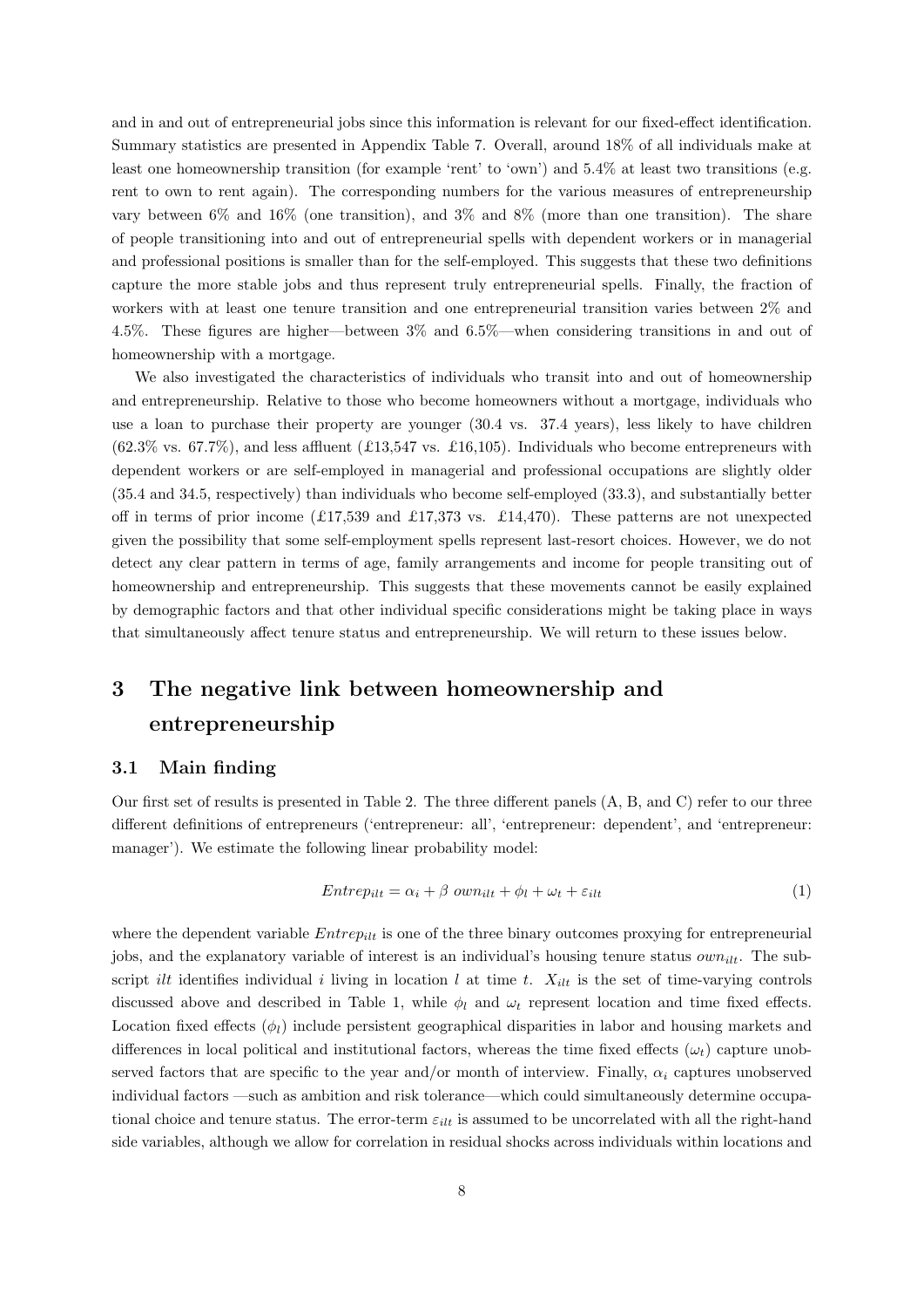and in and out of entrepreneurial jobs since this information is relevant for our fixed-effect identification. Summary statistics are presented in Appendix Table 7. Overall, around 18% of all individuals make at least one homeownership transition (for example 'rent' to 'own') and 5.4% at least two transitions (e.g. rent to own to rent again). The corresponding numbers for the various measures of entrepreneurship vary between 6% and 16% (one transition), and 3% and 8% (more than one transition). The share of people transitioning into and out of entrepreneurial spells with dependent workers or in managerial and professional positions is smaller than for the self-employed. This suggests that these two definitions capture the more stable jobs and thus represent truly entrepreneurial spells. Finally, the fraction of workers with at least one tenure transition and one entrepreneurial transition varies between 2% and 4.5%. These figures are higher—between 3% and 6.5%—when considering transitions in and out of homeownership with a mortgage.

We also investigated the characteristics of individuals who transit into and out of homeownership and entrepreneurship. Relative to those who become homeowners without a mortgage, individuals who use a loan to purchase their property are younger (30.4 vs. 37.4 years), less likely to have children (62.3% vs. 67.7%), and less affluent (£13,547 vs. £16,105). Individuals who become entrepreneurs with dependent workers or are self-employed in managerial and professional occupations are slightly older (35.4 and 34.5, respectively) than individuals who become self-employed (33.3), and substantially better off in terms of prior income (£17,539 and £17,373 vs. £14,470). These patterns are not unexpected given the possibility that some self-employment spells represent last-resort choices. However, we do not detect any clear pattern in terms of age, family arrangements and income for people transiting out of homeownership and entrepreneurship. This suggests that these movements cannot be easily explained by demographic factors and that other individual specific considerations might be taking place in ways that simultaneously affect tenure status and entrepreneurship. We will return to these issues below.

# 3 The negative link between homeownership and entrepreneurship

## 3.1 Main finding

Our first set of results is presented in Table 2. The three different panels (A, B, and C) refer to our three different definitions of entrepreneurs ('entrepreneur: all', 'entrepreneur: dependent', and 'entrepreneur: manager'). We estimate the following linear probability model:

$$Entrep_{ilt} = \alpha_i + \beta \ own_{ilt} + \phi_l + \omega_t + \varepsilon_{ilt} \tag{1}$$

where the dependent variable $Entrep_{ilt}$ is one of the three binary outcomes proxying for entrepreneurial jobs, and the explanatory variable of interest is an individual's housing tenure status $own_{ilt}$. The subscript $ilt$ identifies individual $i$ living in location $l$ at time $t$. $X_{ilt}$ is the set of time-varying controls discussed above and described in Table 1, while $\phi_l$ and $\omega_t$ represent location and time fixed effects. Location fixed effects ($\phi_l$) include persistent geographical disparities in labor and housing markets and differences in local political and institutional factors, whereas the time fixed effects ($\omega_t$) capture unobserved factors that are specific to the year and/or month of interview. Finally, $\alpha_i$ captures unobserved individual factors —such as ambition and risk tolerance—which could simultaneously determine occupational choice and tenure status. The error-term $\varepsilon_{ilt}$ is assumed to be uncorrelated with all the right-hand side variables, although we allow for correlation in residual shocks across individuals within locations and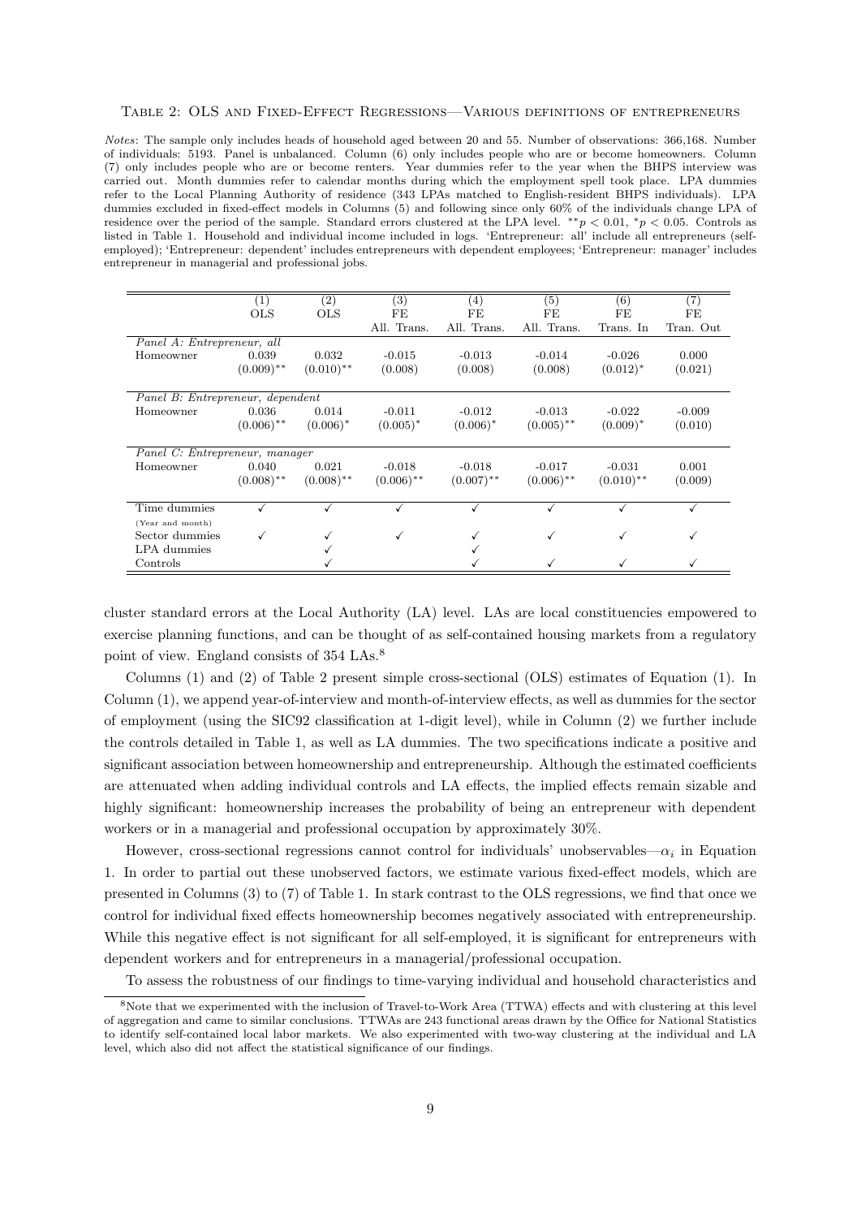Table 2: OLS and Fixed-Effect Regressions—Various definitions of entrepreneurs

*Notes*: The sample only includes heads of household aged between 20 and 55. Number of observations: 366,168. Number of individuals: 5193. Panel is unbalanced. Column (6) only includes people who are or become homeowners. Column (7) only includes people who are or become renters. Year dummies refer to the year when the BHPS interview was carried out. Month dummies refer to calendar months during which the employment spell took place. LPA dummies refer to the Local Planning Authority of residence (343 LPAs matched to English-resident BHPS individuals). LPA dummies excluded in fixed-effect models in Columns (5) and following since only 60% of the individuals change LPA of residence over the period of the sample. Standard errors clustered at the LPA level. $^{**}p < 0.01$, $^{*}p < 0.05$. Controls as listed in Table 1. Household and individual income included in logs. 'Entrepreneur: all' include all entrepreneurs (self-employed); 'Entrepreneur: dependent' includes entrepreneurs with dependent employees; 'Entrepreneur: manager' includes entrepreneur in managerial and professional jobs.

| | (1) | (2) | (3) | (4) | (5) | (6) | (7) |
|---|---|---|---|---|---|---|---|
| | OLS | OLS | FE | FE | FE | FE | FE |
| | | | All. Trans. | All. Trans. | All. Trans. | Trans. In | Trans. Out |
| *Panel A: Entrepreneur, all* | | | | | | | |
| Homeowner | 0.039 | 0.032 | -0.015 | -0.013 | -0.014 | -0.026 | 0.000 |
| | $(0.009)^{**}$ | $(0.010)^{**}$ | (0.008) | (0.008) | (0.008) | $(0.012)^{*}$ | (0.021) |
| *Panel B: Entrepreneur, dependent* | | | | | | | |
| Homeowner | 0.036 | 0.014 | -0.011 | -0.012 | -0.013 | -0.022 | -0.009 |
| | $(0.006)^{**}$ | $(0.006)^{*}$ | $(0.005)^{*}$ | $(0.006)^{*}$ | $(0.005)^{**}$ | $(0.009)^{*}$ | (0.010) |
| *Panel C: Entrepreneur, manager* | | | | | | | |
| Homeowner | 0.040 | 0.021 | -0.018 | -0.018 | -0.017 | -0.031 | 0.001 |
| | $(0.008)^{**}$ | $(0.008)^{**}$ | $(0.006)^{**}$ | $(0.007)^{**}$ | $(0.006)^{**}$ | $(0.010)^{**}$ | (0.009) |
| Time dummies (Year and month) | ✓ | ✓ | ✓ | ✓ | ✓ | ✓ | ✓ |
| Sector dummies | ✓ | ✓ | ✓ | ✓ | ✓ | ✓ | ✓ |
| LPA dummies | | ✓ | | ✓ | | | |
| Controls | | ✓ | | ✓ | ✓ | ✓ | ✓ |

cluster standard errors at the Local Authority (LA) level. LAs are local constituencies empowered to exercise planning functions, and can be thought of as self-contained housing markets from a regulatory point of view. England consists of 354 LAs.[8]

Columns (1) and (2) of Table 2 present simple cross-sectional (OLS) estimates of Equation (1). In Column (1), we append year-of-interview and month-of-interview effects, as well as dummies for the sector of employment (using the SIC92 classification at 1-digit level), while in Column (2) we further include the controls detailed in Table 1, as well as LA dummies. The two specifications indicate a positive and significant association between homeownership and entrepreneurship. Although the estimated coefficients are attenuated when adding individual controls and LA effects, the implied effects remain sizable and highly significant: homeownership increases the probability of being an entrepreneur with dependent workers or in a managerial and professional occupation by approximately 30%.

However, cross-sectional regressions cannot control for individuals' unobservables—$\alpha_i$ in Equation 1. In order to partial out these unobserved factors, we estimate various fixed-effect models, which are presented in Columns (3) to (7) of Table 1. In stark contrast to the OLS regressions, we find that once we control for individual fixed effects homeownership becomes negatively associated with entrepreneurship. While this negative effect is not significant for all self-employed, it is significant for entrepreneurs with dependent workers and for entrepreneurs in a managerial/professional occupation.

To assess the robustness of our findings to time-varying individual and household characteristics and

[8] Note that we experimented with the inclusion of Travel-to-Work Area (TTWA) effects and with clustering at this level of aggregation and came to similar conclusions. TTWAs are 243 functional areas drawn by the Office for National Statistics to identify self-contained local labor markets. We also experimented with two-way clustering at the individual and LA level, which also did not affect the statistical significance of our findings.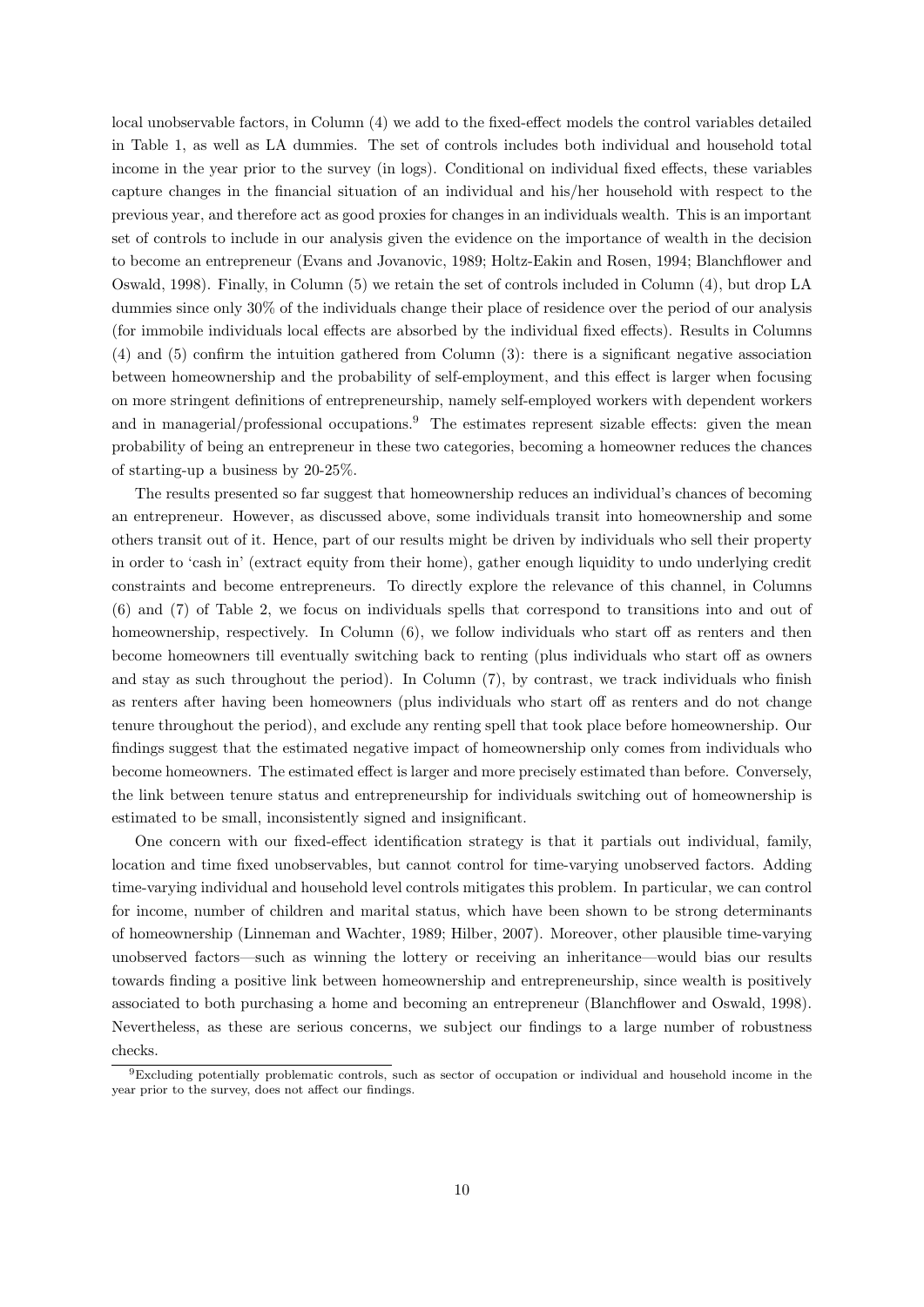local unobservable factors, in Column (4) we add to the fixed-effect models the control variables detailed in Table 1, as well as LA dummies. The set of controls includes both individual and household total income in the year prior to the survey (in logs). Conditional on individual fixed effects, these variables capture changes in the financial situation of an individual and his/her household with respect to the previous year, and therefore act as good proxies for changes in an individuals wealth. This is an important set of controls to include in our analysis given the evidence on the importance of wealth in the decision to become an entrepreneur (Evans and Jovanovic, 1989; Holtz-Eakin and Rosen, 1994; Blanchflower and Oswald, 1998). Finally, in Column (5) we retain the set of controls included in Column (4), but drop LA dummies since only 30% of the individuals change their place of residence over the period of our analysis (for immobile individuals local effects are absorbed by the individual fixed effects). Results in Columns (4) and (5) confirm the intuition gathered from Column (3): there is a significant negative association between homeownership and the probability of self-employment, and this effect is larger when focusing on more stringent definitions of entrepreneurship, namely self-employed workers with dependent workers and in managerial/professional occupations.[9] The estimates represent sizable effects: given the mean probability of being an entrepreneur in these two categories, becoming a homeowner reduces the chances of starting-up a business by 20-25%.

The results presented so far suggest that homeownership reduces an individual's chances of becoming an entrepreneur. However, as discussed above, some individuals transit into homeownership and some others transit out of it. Hence, part of our results might be driven by individuals who sell their property in order to 'cash in' (extract equity from their home), gather enough liquidity to undo underlying credit constraints and become entrepreneurs. To directly explore the relevance of this channel, in Columns (6) and (7) of Table 2, we focus on individuals spells that correspond to transitions into and out of homeownership, respectively. In Column (6), we follow individuals who start off as renters and then become homeowners till eventually switching back to renting (plus individuals who start off as owners and stay as such throughout the period). In Column (7), by contrast, we track individuals who finish as renters after having been homeowners (plus individuals who start off as renters and do not change tenure throughout the period), and exclude any renting spell that took place before homeownership. Our findings suggest that the estimated negative impact of homeownership only comes from individuals who become homeowners. The estimated effect is larger and more precisely estimated than before. Conversely, the link between tenure status and entrepreneurship for individuals switching out of homeownership is estimated to be small, inconsistently signed and insignificant.

One concern with our fixed-effect identification strategy is that it partials out individual, family, location and time fixed unobservables, but cannot control for time-varying unobserved factors. Adding time-varying individual and household level controls mitigates this problem. In particular, we can control for income, number of children and marital status, which have been shown to be strong determinants of homeownership (Linneman and Wachter, 1989; Hilber, 2007). Moreover, other plausible time-varying unobserved factors—such as winning the lottery or receiving an inheritance—would bias our results towards finding a positive link between homeownership and entrepreneurship, since wealth is positively associated to both purchasing a home and becoming an entrepreneur (Blanchflower and Oswald, 1998). Nevertheless, as these are serious concerns, we subject our findings to a large number of robustness checks.

[9] Excluding potentially problematic controls, such as sector of occupation or individual and household income in the year prior to the survey, does not affect our findings.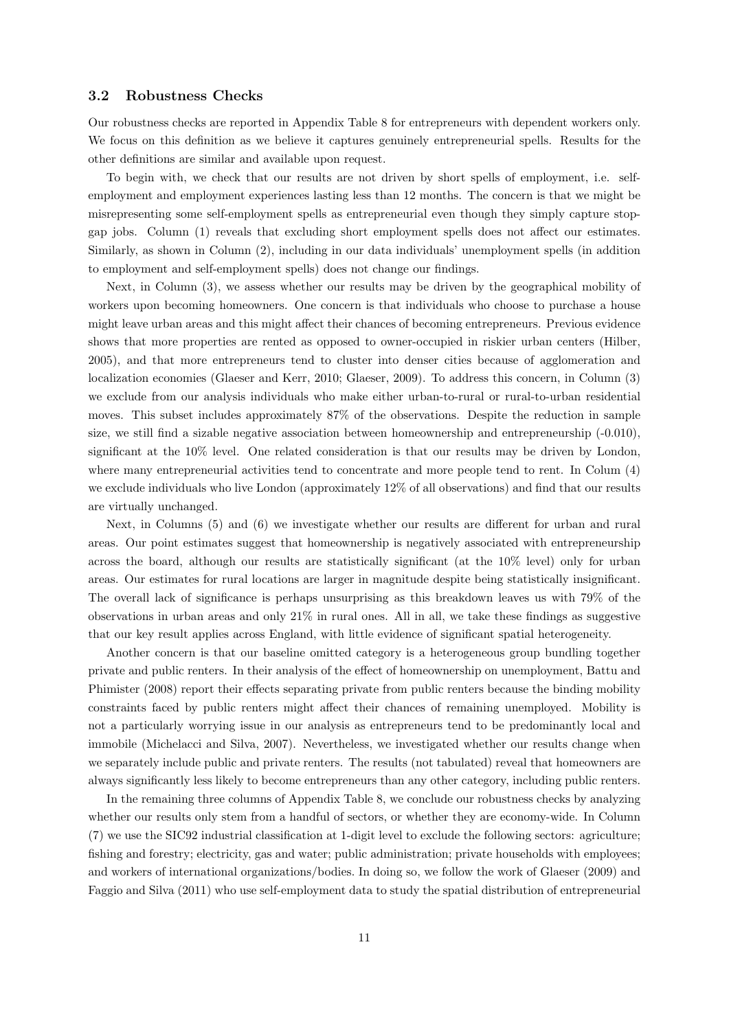### 3.2 Robustness Checks

Our robustness checks are reported in Appendix Table 8 for entrepreneurs with dependent workers only. We focus on this definition as we believe it captures genuinely entrepreneurial spells. Results for the other definitions are similar and available upon request.

To begin with, we check that our results are not driven by short spells of employment, i.e. self-employment and employment experiences lasting less than 12 months. The concern is that we might be misrepresenting some self-employment spells as entrepreneurial even though they simply capture stop-gap jobs. Column (1) reveals that excluding short employment spells does not affect our estimates. Similarly, as shown in Column (2), including in our data individuals' unemployment spells (in addition to employment and self-employment spells) does not change our findings.

Next, in Column (3), we assess whether our results may be driven by the geographical mobility of workers upon becoming homeowners. One concern is that individuals who choose to purchase a house might leave urban areas and this might affect their chances of becoming entrepreneurs. Previous evidence shows that more properties are rented as opposed to owner-occupied in riskier urban centers (Hilber, 2005), and that more entrepreneurs tend to cluster into denser cities because of agglomeration and localization economies (Glaeser and Kerr, 2010; Glaeser, 2009). To address this concern, in Column (3) we exclude from our analysis individuals who make either urban-to-rural or rural-to-urban residential moves. This subset includes approximately 87% of the observations. Despite the reduction in sample size, we still find a sizable negative association between homeownership and entrepreneurship (-0.010), significant at the 10% level. One related consideration is that our results may be driven by London, where many entrepreneurial activities tend to concentrate and more people tend to rent. In Colum (4) we exclude individuals who live London (approximately 12% of all observations) and find that our results are virtually unchanged.

Next, in Columns (5) and (6) we investigate whether our results are different for urban and rural areas. Our point estimates suggest that homeownership is negatively associated with entrepreneurship across the board, although our results are statistically significant (at the 10% level) only for urban areas. Our estimates for rural locations are larger in magnitude despite being statistically insignificant. The overall lack of significance is perhaps unsurprising as this breakdown leaves us with 79% of the observations in urban areas and only 21% in rural ones. All in all, we take these findings as suggestive that our key result applies across England, with little evidence of significant spatial heterogeneity.

Another concern is that our baseline omitted category is a heterogeneous group bundling together private and public renters. In their analysis of the effect of homeownership on unemployment, Battu and Phimister (2008) report their effects separating private from public renters because the binding mobility constraints faced by public renters might affect their chances of remaining unemployed. Mobility is not a particularly worrying issue in our analysis as entrepreneurs tend to be predominantly local and immobile (Michelacci and Silva, 2007). Nevertheless, we investigated whether our results change when we separately include public and private renters. The results (not tabulated) reveal that homeowners are always significantly less likely to become entrepreneurs than any other category, including public renters.

In the remaining three columns of Appendix Table 8, we conclude our robustness checks by analyzing whether our results only stem from a handful of sectors, or whether they are economy-wide. In Column (7) we use the SIC92 industrial classification at 1-digit level to exclude the following sectors: agriculture; fishing and forestry; electricity, gas and water; public administration; private households with employees; and workers of international organizations/bodies. In doing so, we follow the work of Glaeser (2009) and Faggio and Silva (2011) who use self-employment data to study the spatial distribution of entrepreneurial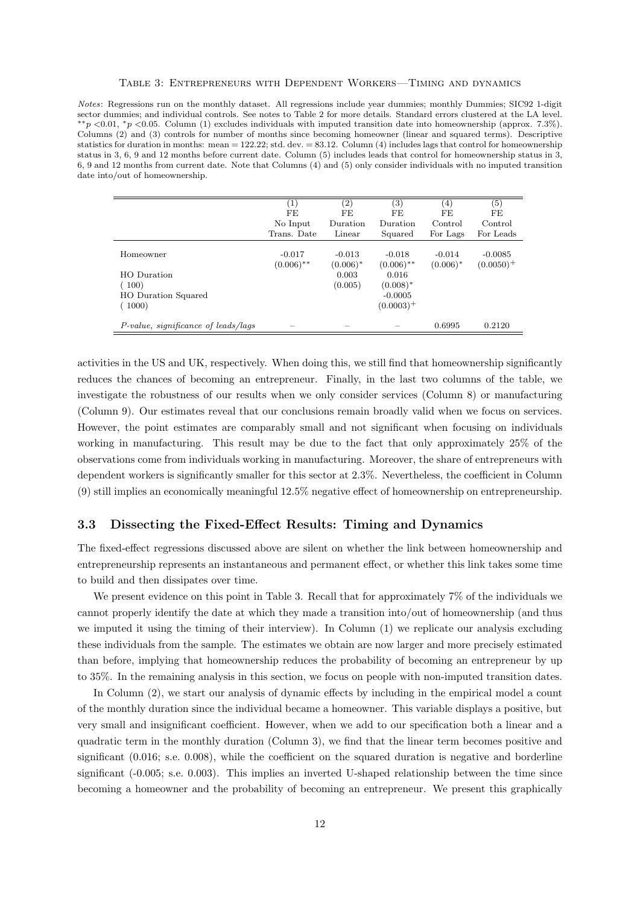Table 3: Entrepreneurs with Dependent Workers—Timing and dynamics

*Notes*: Regressions run on the monthly dataset. All regressions include year dummies; monthly Dummies; SIC92 1-digit sector dummies; and individual controls. See notes to Table 2 for more details. Standard errors clustered at the LA level. $^{**}p<0.01$, $^{*}p<0.05$. Column (1) excludes individuals with imputed transition date into homeownership (approx. 7.3%). Columns (2) and (3) controls for number of months since becoming homeowner (linear and squared terms). Descriptive statistics for duration in months: mean = 122.22; std. dev. = 83.12. Column (4) includes lags that control for homeownership status in 3, 6, 9 and 12 months before current date. Column (5) includes leads that control for homeownership status in 3, 6, 9 and 12 months from current date. Note that Columns (4) and (5) only consider individuals with no imputed transition date into/out of homeownership.

| | (1) FE No Input Trans. Date | (2) FE Duration Linear | (3) FE Duration Squared | (4) FE Control For Lags | (5) FE Control For Leads |
|---|---|---|---|---|---|
| Homeowner | -0.017 | -0.013 | -0.018 | -0.014 | -0.0085 |
| | $(0.006)^{**}$ | $(0.006)^{*}$ | $(0.006)^{**}$ | $(0.006)^{*}$ | $(0.0050)^{+}$ |
| HO Duration | | 0.003 | 0.016 | | |
| ( 100) | | (0.005) | $(0.008)^{*}$ | | |
| HO Duration Squared | | | -0.0005 | | |
| ( 1000) | | | $(0.0003)^{+}$ | | |
| *P-value, significance of leads/lags* | – | – | – | 0.6995 | 0.2120 |

activities in the US and UK, respectively. When doing this, we still find that homeownership significantly reduces the chances of becoming an entrepreneur. Finally, in the last two columns of the table, we investigate the robustness of our results when we only consider services (Column 8) or manufacturing (Column 9). Our estimates reveal that our conclusions remain broadly valid when we focus on services. However, the point estimates are comparably small and not significant when focusing on individuals working in manufacturing. This result may be due to the fact that only approximately 25% of the observations come from individuals working in manufacturing. Moreover, the share of entrepreneurs with dependent workers is significantly smaller for this sector at 2.3%. Nevertheless, the coefficient in Column (9) still implies an economically meaningful 12.5% negative effect of homeownership on entrepreneurship.

### 3.3 Dissecting the Fixed-Effect Results: Timing and Dynamics

The fixed-effect regressions discussed above are silent on whether the link between homeownership and entrepreneurship represents an instantaneous and permanent effect, or whether this link takes some time to build and then dissipates over time.

We present evidence on this point in Table 3. Recall that for approximately 7% of the individuals we cannot properly identify the date at which they made a transition into/out of homeownership (and thus we imputed it using the timing of their interview). In Column (1) we replicate our analysis excluding these individuals from the sample. The estimates we obtain are now larger and more precisely estimated than before, implying that homeownership reduces the probability of becoming an entrepreneur by up to 35%. In the remaining analysis in this section, we focus on people with non-imputed transition dates.

In Column (2), we start our analysis of dynamic effects by including in the empirical model a count of the monthly duration since the individual became a homeowner. This variable displays a positive, but very small and insignificant coefficient. However, when we add to our specification both a linear and a quadratic term in the monthly duration (Column 3), we find that the linear term becomes positive and significant (0.016; s.e. 0.008), while the coefficient on the squared duration is negative and borderline significant (-0.005; s.e. 0.003). This implies an inverted U-shaped relationship between the time since becoming a homeowner and the probability of becoming an entrepreneur. We present this graphically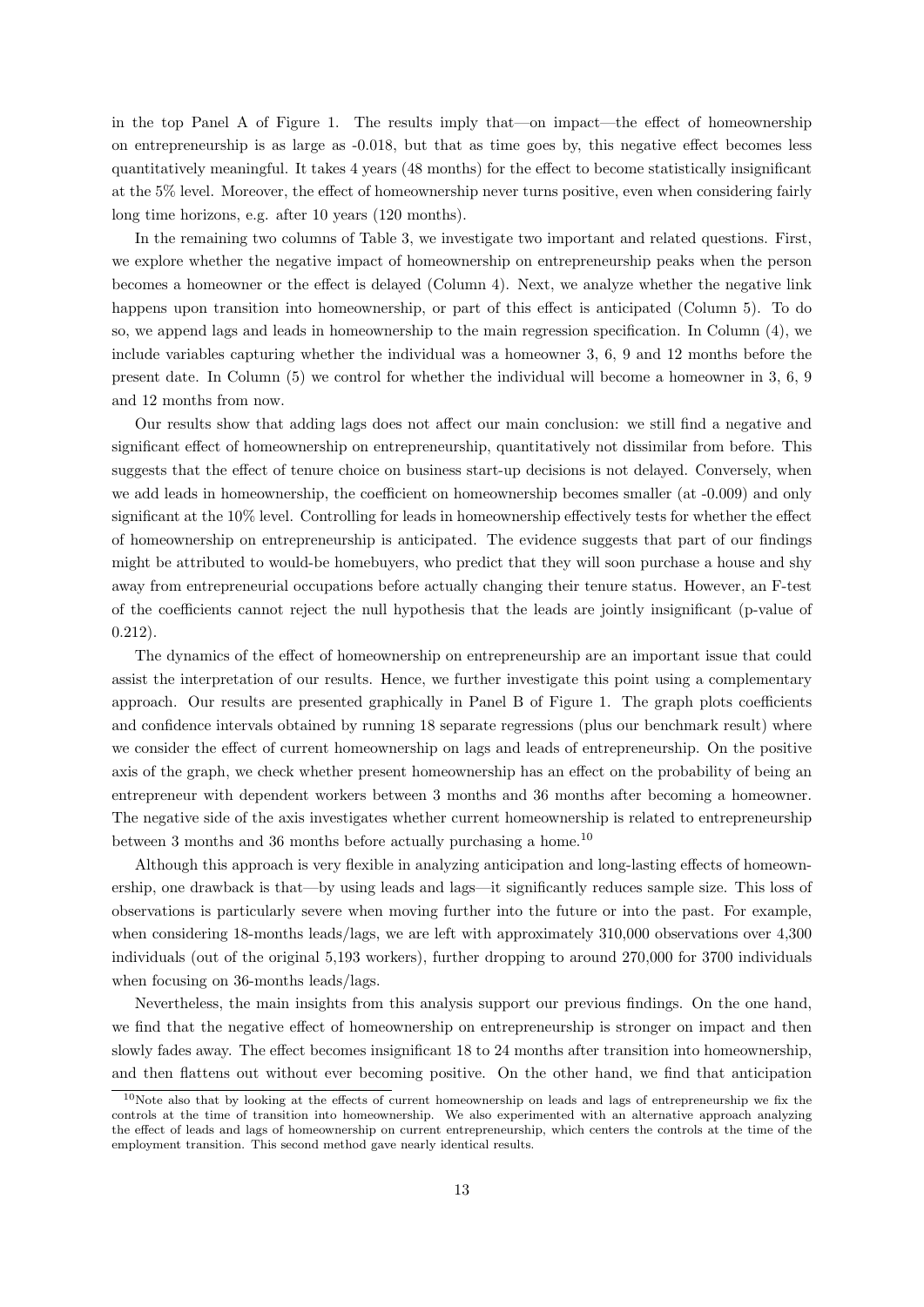in the top Panel A of Figure 1. The results imply that—on impact—the effect of homeownership on entrepreneurship is as large as -0.018, but that as time goes by, this negative effect becomes less quantitatively meaningful. It takes 4 years (48 months) for the effect to become statistically insignificant at the 5% level. Moreover, the effect of homeownership never turns positive, even when considering fairly long time horizons, e.g. after 10 years (120 months).

In the remaining two columns of Table 3, we investigate two important and related questions. First, we explore whether the negative impact of homeownership on entrepreneurship peaks when the person becomes a homeowner or the effect is delayed (Column 4). Next, we analyze whether the negative link happens upon transition into homeownership, or part of this effect is anticipated (Column 5). To do so, we append lags and leads in homeownership to the main regression specification. In Column (4), we include variables capturing whether the individual was a homeowner 3, 6, 9 and 12 months before the present date. In Column (5) we control for whether the individual will become a homeowner in 3, 6, 9 and 12 months from now.

Our results show that adding lags does not affect our main conclusion: we still find a negative and significant effect of homeownership on entrepreneurship, quantitatively not dissimilar from before. This suggests that the effect of tenure choice on business start-up decisions is not delayed. Conversely, when we add leads in homeownership, the coefficient on homeownership becomes smaller (at -0.009) and only significant at the 10% level. Controlling for leads in homeownership effectively tests for whether the effect of homeownership on entrepreneurship is anticipated. The evidence suggests that part of our findings might be attributed to would-be homebuyers, who predict that they will soon purchase a house and shy away from entrepreneurial occupations before actually changing their tenure status. However, an F-test of the coefficients cannot reject the null hypothesis that the leads are jointly insignificant (p-value of 0.212).

The dynamics of the effect of homeownership on entrepreneurship are an important issue that could assist the interpretation of our results. Hence, we further investigate this point using a complementary approach. Our results are presented graphically in Panel B of Figure 1. The graph plots coefficients and confidence intervals obtained by running 18 separate regressions (plus our benchmark result) where we consider the effect of current homeownership on lags and leads of entrepreneurship. On the positive axis of the graph, we check whether present homeownership has an effect on the probability of being an entrepreneur with dependent workers between 3 months and 36 months after becoming a homeowner. The negative side of the axis investigates whether current homeownership is related to entrepreneurship between 3 months and 36 months before actually purchasing a home.[10]

Although this approach is very flexible in analyzing anticipation and long-lasting effects of homeownership, one drawback is that—by using leads and lags—it significantly reduces sample size. This loss of observations is particularly severe when moving further into the future or into the past. For example, when considering 18-months leads/lags, we are left with approximately 310,000 observations over 4,300 individuals (out of the original 5,193 workers), further dropping to around 270,000 for 3700 individuals when focusing on 36-months leads/lags.

Nevertheless, the main insights from this analysis support our previous findings. On the one hand, we find that the negative effect of homeownership on entrepreneurship is stronger on impact and then slowly fades away. The effect becomes insignificant 18 to 24 months after transition into homeownership, and then flattens out without ever becoming positive. On the other hand, we find that anticipation

[10]Note also that by looking at the effects of current homeownership on leads and lags of entrepreneurship we fix the controls at the time of transition into homeownership. We also experimented with an alternative approach analyzing the effect of leads and lags of homeownership on current entrepreneurship, which centers the controls at the time of the employment transition. This second method gave nearly identical results.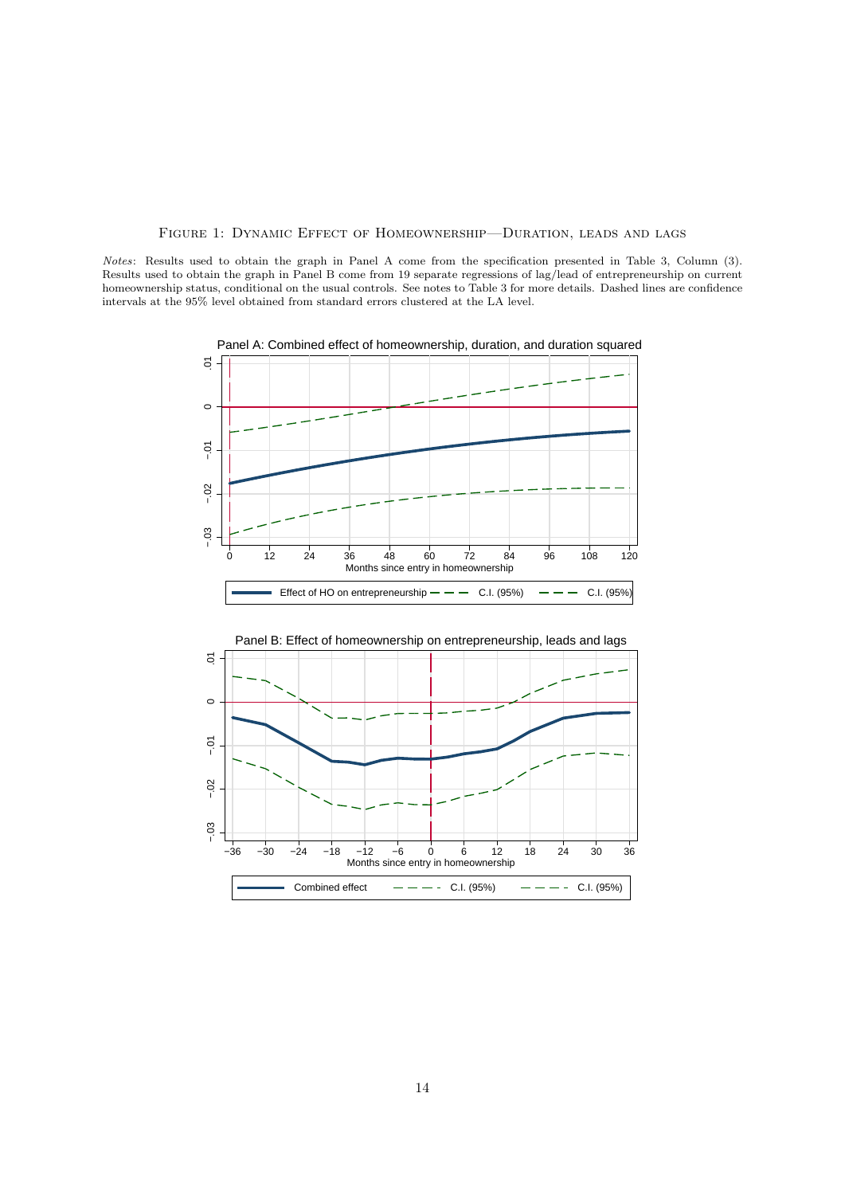Figure 1: Dynamic Effect of Homeownership—Duration, leads and lags

*Notes*: Results used to obtain the graph in Panel A come from the specification presented in Table 3, Column (3). Results used to obtain the graph in Panel B come from 19 separate regressions of lag/lead of entrepreneurship on current homeownership status, conditional on the usual controls. See notes to Table 3 for more details. Dashed lines are confidence intervals at the 95% level obtained from standard errors clustered at the LA level.

Panel A: Combined effect of homeownership, duration, and duration squared

Months since entry in homeownership

Effect of HO on entrepreneurship — C.I. (95%) — C.I. (95%)

Panel B: Effect of homeownership on entrepreneurship, leads and lags

Months since entry in homeownership

Combined effect — C.I. (95%) — C.I. (95%)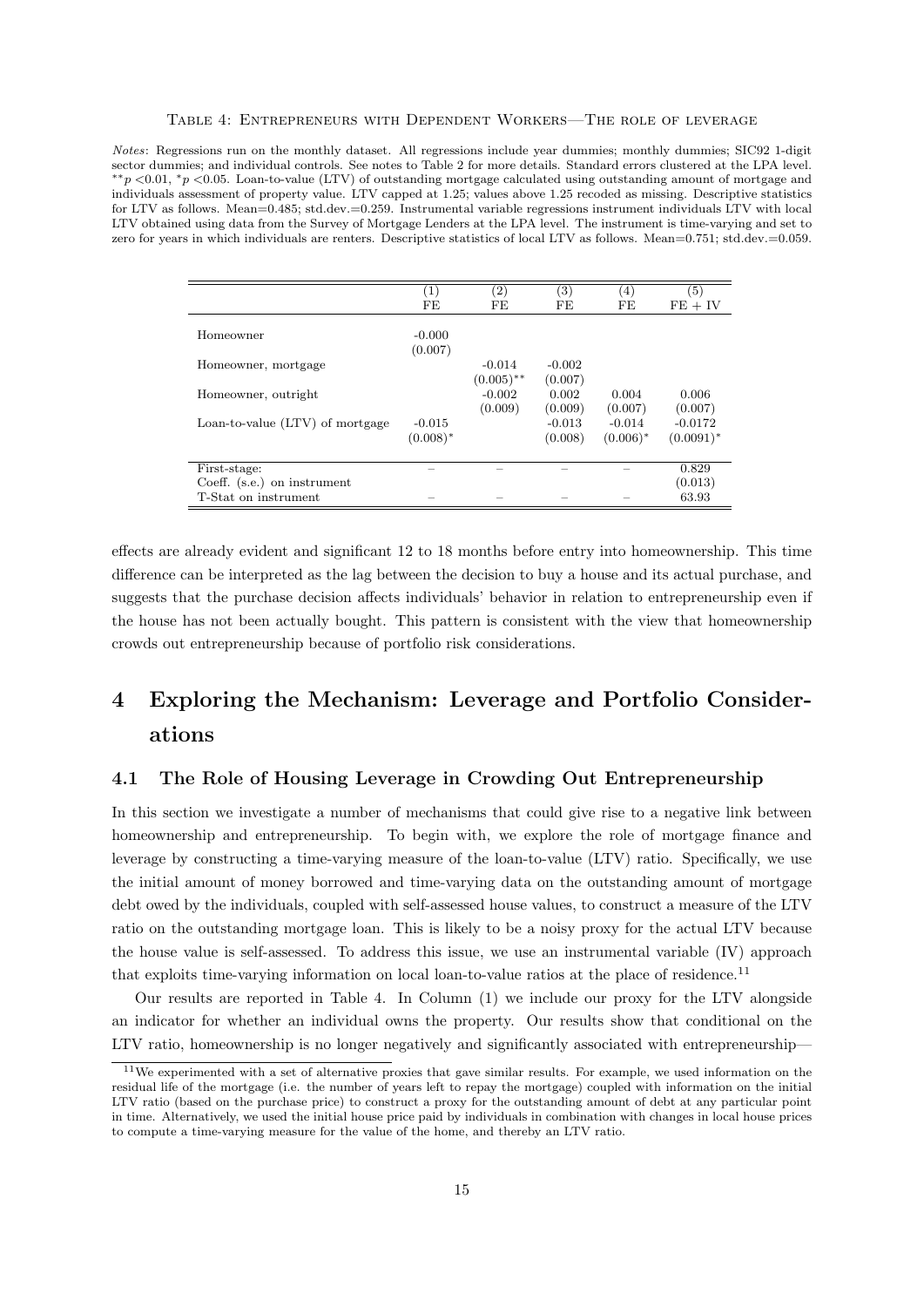Table 4: Entrepreneurs with Dependent Workers—The role of leverage

*Notes*: Regressions run on the monthly dataset. All regressions include year dummies; monthly dummies; SIC92 1-digit sector dummies; and individual controls. See notes to Table 2 for more details. Standard errors clustered at the LPA level. $^{**}p<0.01$, $^{*}p<0.05$. Loan-to-value (LTV) of outstanding mortgage calculated using outstanding amount of mortgage and individuals assessment of property value. LTV capped at 1.25; values above 1.25 recoded as missing. Descriptive statistics for LTV as follows. Mean=0.485; std.dev.=0.259. Instrumental variable regressions instrument individuals LTV with local LTV obtained using data from the Survey of Mortgage Lenders at the LPA level. The instrument is time-varying and set to zero for years in which individuals are renters. Descriptive statistics of local LTV as follows. Mean=0.751; std.dev.=0.059.

| | (1) FE | (2) FE | (3) FE | (4) FE | (5) FE + IV |
|---|---|---|---|---|---|
| Homeowner | -0.000 | | | | |
| | (0.007) | | | | |
| Homeowner, mortgage | | -0.014 | -0.002 | | |
| | | (0.005)$^{**}$ | (0.007) | | |
| Homeowner, outright | | -0.002 | 0.002 | 0.004 | 0.006 |
| | | (0.009) | (0.009) | (0.007) | (0.007) |
| Loan-to-value (LTV) of mortgage | -0.015 | | -0.013 | -0.014 | -0.0172 |
| | (0.008)$^{*}$ | | (0.008) | (0.006)$^{*}$ | (0.0091)$^{*}$ |
| First-stage: | – | – | – | – | 0.829 |
| Coeff. (s.e.) on instrument | | | | | (0.013) |
| T-Stat on instrument | – | – | – | – | 63.93 |

effects are already evident and significant 12 to 18 months before entry into homeownership. This time difference can be interpreted as the lag between the decision to buy a house and its actual purchase, and suggests that the purchase decision affects individuals' behavior in relation to entrepreneurship even if the house has not been actually bought. This pattern is consistent with the view that homeownership crowds out entrepreneurship because of portfolio risk considerations.

# 4 Exploring the Mechanism: Leverage and Portfolio Considerations

## 4.1 The Role of Housing Leverage in Crowding Out Entrepreneurship

In this section we investigate a number of mechanisms that could give rise to a negative link between homeownership and entrepreneurship. To begin with, we explore the role of mortgage finance and leverage by constructing a time-varying measure of the loan-to-value (LTV) ratio. Specifically, we use the initial amount of money borrowed and time-varying data on the outstanding amount of mortgage debt owed by the individuals, coupled with self-assessed house values, to construct a measure of the LTV ratio on the outstanding mortgage loan. This is likely to be a noisy proxy for the actual LTV because the house value is self-assessed. To address this issue, we use an instrumental variable (IV) approach that exploits time-varying information on local loan-to-value ratios at the place of residence.[11]

Our results are reported in Table 4. In Column (1) we include our proxy for the LTV alongside an indicator for whether an individual owns the property. Our results show that conditional on the LTV ratio, homeownership is no longer negatively and significantly associated with entrepreneurship—

[11]We experimented with a set of alternative proxies that gave similar results. For example, we used information on the residual life of the mortgage (i.e. the number of years left to repay the mortgage) coupled with information on the initial LTV ratio (based on the purchase price) to construct a proxy for the outstanding amount of debt at any particular point in time. Alternatively, we used the initial house price paid by individuals in combination with changes in local house prices to compute a time-varying measure for the value of the home, and thereby an LTV ratio.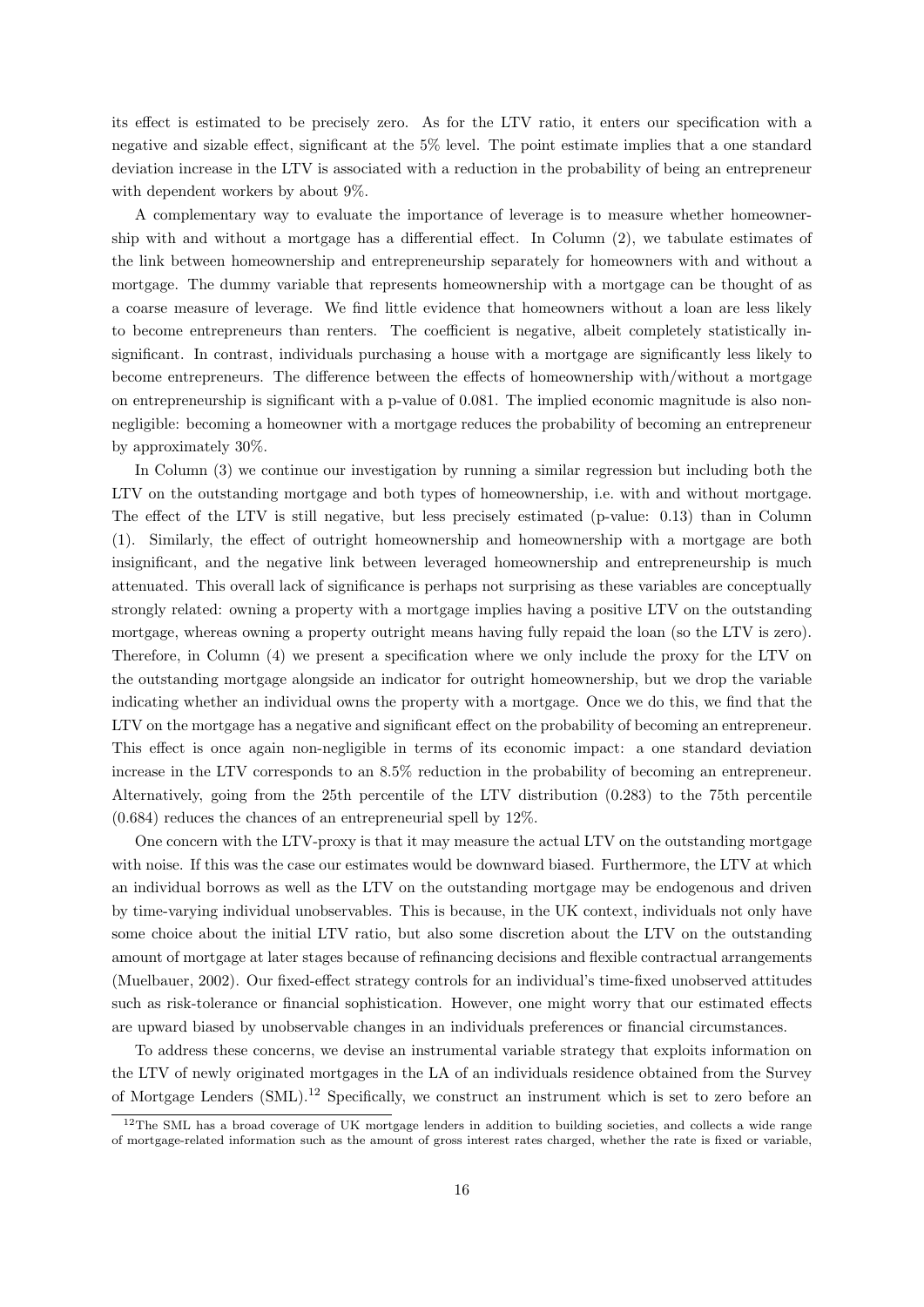its effect is estimated to be precisely zero. As for the LTV ratio, it enters our specification with a negative and sizable effect, significant at the 5% level. The point estimate implies that a one standard deviation increase in the LTV is associated with a reduction in the probability of being an entrepreneur with dependent workers by about 9%.

A complementary way to evaluate the importance of leverage is to measure whether homeownership with and without a mortgage has a differential effect. In Column (2), we tabulate estimates of the link between homeownership and entrepreneurship separately for homeowners with and without a mortgage. The dummy variable that represents homeownership with a mortgage can be thought of as a coarse measure of leverage. We find little evidence that homeowners without a loan are less likely to become entrepreneurs than renters. The coefficient is negative, albeit completely statistically insignificant. In contrast, individuals purchasing a house with a mortgage are significantly less likely to become entrepreneurs. The difference between the effects of homeownership with/without a mortgage on entrepreneurship is significant with a p-value of 0.081. The implied economic magnitude is also non-negligible: becoming a homeowner with a mortgage reduces the probability of becoming an entrepreneur by approximately 30%.

In Column (3) we continue our investigation by running a similar regression but including both the LTV on the outstanding mortgage and both types of homeownership, i.e. with and without mortgage. The effect of the LTV is still negative, but less precisely estimated (p-value: 0.13) than in Column (1). Similarly, the effect of outright homeownership and homeownership with a mortgage are both insignificant, and the negative link between leveraged homeownership and entrepreneurship is much attenuated. This overall lack of significance is perhaps not surprising as these variables are conceptually strongly related: owning a property with a mortgage implies having a positive LTV on the outstanding mortgage, whereas owning a property outright means having fully repaid the loan (so the LTV is zero). Therefore, in Column (4) we present a specification where we only include the proxy for the LTV on the outstanding mortgage alongside an indicator for outright homeownership, but we drop the variable indicating whether an individual owns the property with a mortgage. Once we do this, we find that the LTV on the mortgage has a negative and significant effect on the probability of becoming an entrepreneur. This effect is once again non-negligible in terms of its economic impact: a one standard deviation increase in the LTV corresponds to an 8.5% reduction in the probability of becoming an entrepreneur. Alternatively, going from the 25th percentile of the LTV distribution (0.283) to the 75th percentile (0.684) reduces the chances of an entrepreneurial spell by 12%.

One concern with the LTV-proxy is that it may measure the actual LTV on the outstanding mortgage with noise. If this was the case our estimates would be downward biased. Furthermore, the LTV at which an individual borrows as well as the LTV on the outstanding mortgage may be endogenous and driven by time-varying individual unobservables. This is because, in the UK context, individuals not only have some choice about the initial LTV ratio, but also some discretion about the LTV on the outstanding amount of mortgage at later stages because of refinancing decisions and flexible contractual arrangements (Muelbauer, 2002). Our fixed-effect strategy controls for an individual's time-fixed unobserved attitudes such as risk-tolerance or financial sophistication. However, one might worry that our estimated effects are upward biased by unobservable changes in an individuals preferences or financial circumstances.

To address these concerns, we devise an instrumental variable strategy that exploits information on the LTV of newly originated mortgages in the LA of an individuals residence obtained from the Survey of Mortgage Lenders (SML).[12] Specifically, we construct an instrument which is set to zero before an

[12] The SML has a broad coverage of UK mortgage lenders in addition to building societies, and collects a wide range of mortgage-related information such as the amount of gross interest rates charged, whether the rate is fixed or variable,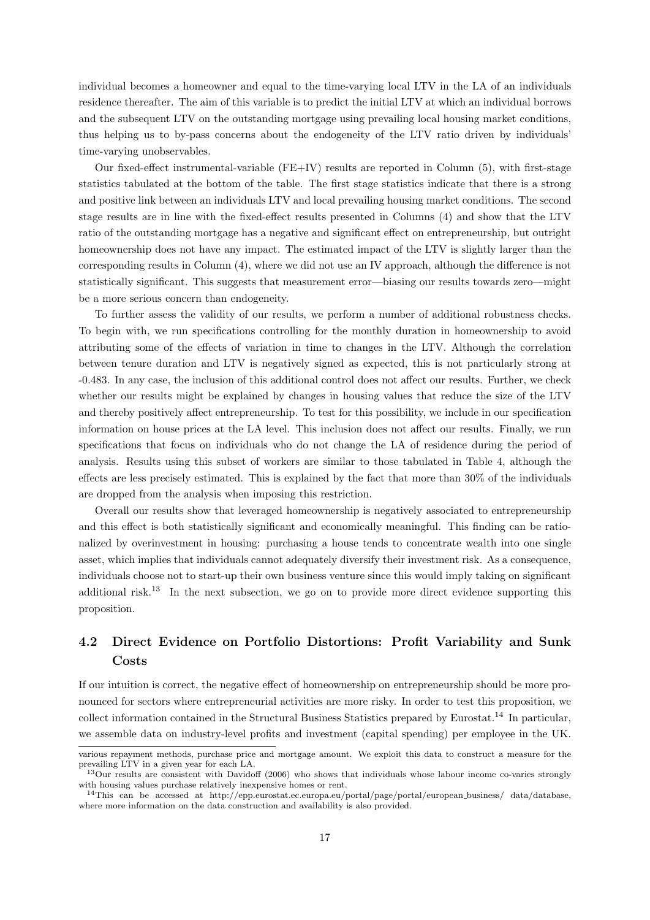individual becomes a homeowner and equal to the time-varying local LTV in the LA of an individuals residence thereafter. The aim of this variable is to predict the initial LTV at which an individual borrows and the subsequent LTV on the outstanding mortgage using prevailing local housing market conditions, thus helping us to by-pass concerns about the endogeneity of the LTV ratio driven by individuals' time-varying unobservables.

Our fixed-effect instrumental-variable (FE+IV) results are reported in Column (5), with first-stage statistics tabulated at the bottom of the table. The first stage statistics indicate that there is a strong and positive link between an individuals LTV and local prevailing housing market conditions. The second stage results are in line with the fixed-effect results presented in Columns (4) and show that the LTV ratio of the outstanding mortgage has a negative and significant effect on entrepreneurship, but outright homeownership does not have any impact. The estimated impact of the LTV is slightly larger than the corresponding results in Column (4), where we did not use an IV approach, although the difference is not statistically significant. This suggests that measurement error—biasing our results towards zero—might be a more serious concern than endogeneity.

To further assess the validity of our results, we perform a number of additional robustness checks. To begin with, we run specifications controlling for the monthly duration in homeownership to avoid attributing some of the effects of variation in time to changes in the LTV. Although the correlation between tenure duration and LTV is negatively signed as expected, this is not particularly strong at -0.483. In any case, the inclusion of this additional control does not affect our results. Further, we check whether our results might be explained by changes in housing values that reduce the size of the LTV and thereby positively affect entrepreneurship. To test for this possibility, we include in our specification information on house prices at the LA level. This inclusion does not affect our results. Finally, we run specifications that focus on individuals who do not change the LA of residence during the period of analysis. Results using this subset of workers are similar to those tabulated in Table 4, although the effects are less precisely estimated. This is explained by the fact that more than 30% of the individuals are dropped from the analysis when imposing this restriction.

Overall our results show that leveraged homeownership is negatively associated to entrepreneurship and this effect is both statistically significant and economically meaningful. This finding can be rationalized by overinvestment in housing: purchasing a house tends to concentrate wealth into one single asset, which implies that individuals cannot adequately diversify their investment risk. As a consequence, individuals choose not to start-up their own business venture since this would imply taking on significant additional risk.[13] In the next subsection, we go on to provide more direct evidence supporting this proposition.

## 4.2 Direct Evidence on Portfolio Distortions: Profit Variability and Sunk Costs

If our intuition is correct, the negative effect of homeownership on entrepreneurship should be more pronounced for sectors where entrepreneurial activities are more risky. In order to test this proposition, we collect information contained in the Structural Business Statistics prepared by Eurostat.[14] In particular, we assemble data on industry-level profits and investment (capital spending) per employee in the UK.

---

various repayment methods, purchase price and mortgage amount. We exploit this data to construct a measure for the prevailing LTV in a given year for each LA.

[13] Our results are consistent with Davidoff (2006) who shows that individuals whose labour income co-varies strongly with housing values purchase relatively inexpensive homes or rent.

[14] This can be accessed at http://epp.eurostat.ec.europa.eu/portal/page/portal/european_business/ data/database, where more information on the data construction and availability is also provided.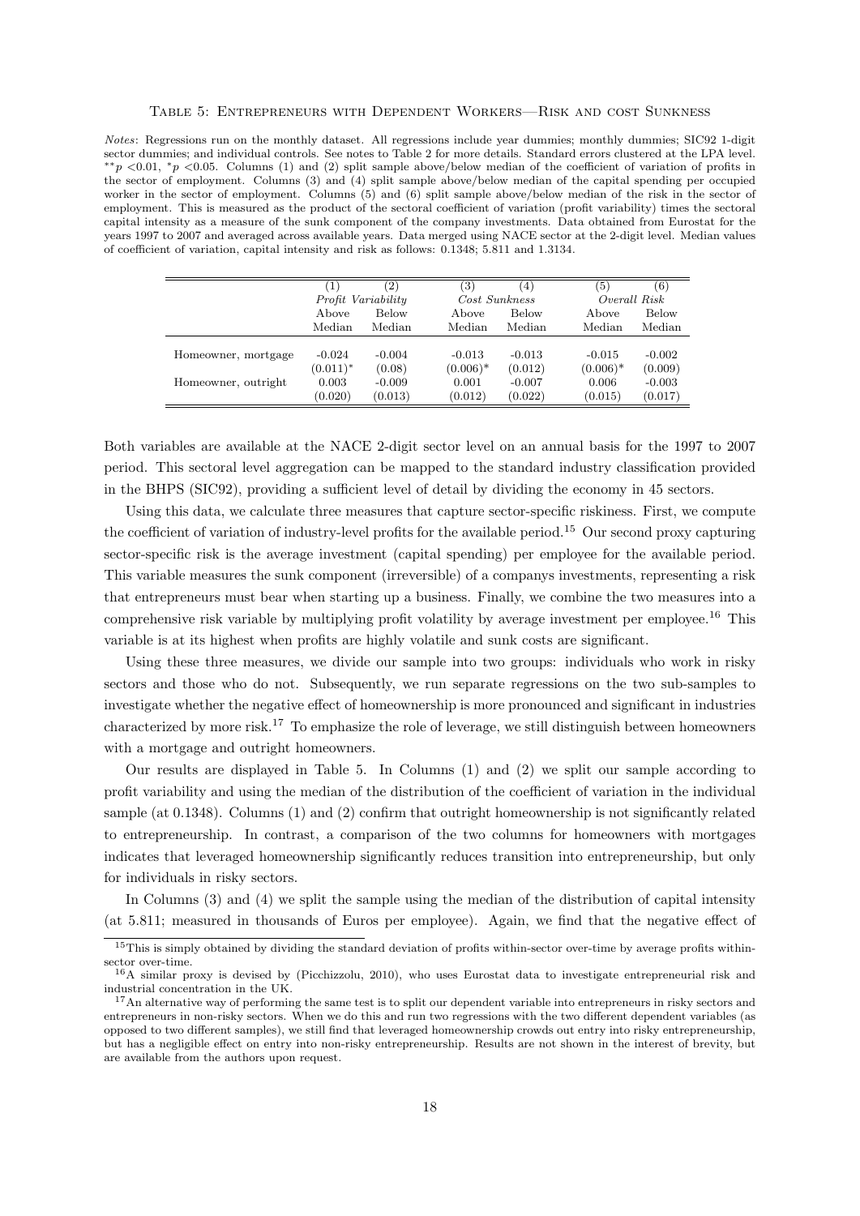Table 5: Entrepreneurs with Dependent Workers—Risk and cost Sunkness

*Notes*: Regressions run on the monthly dataset. All regressions include year dummies; monthly dummies; SIC92 1-digit sector dummies; and individual controls. See notes to Table 2 for more details. Standard errors clustered at the LPA level. $^{**}p$ <0.01, $^{*}p$ <0.05. Columns (1) and (2) split sample above/below median of the coefficient of variation of profits in the sector of employment. Columns (3) and (4) split sample above/below median of the capital spending per occupied worker in the sector of employment. Columns (5) and (6) split sample above/below median of the risk in the sector of employment. This is measured as the product of the sectoral coefficient of variation (profit variability) times the sectoral capital intensity as a measure of the sunk component of the company investments. Data obtained from Eurostat for the years 1997 to 2007 and averaged across available years. Data merged using NACE sector at the 2-digit level. Median values of coefficient of variation, capital intensity and risk as follows: 0.1348; 5.811 and 1.3134.

| | (1) | (2) | (3) | (4) | (5) | (6) |
|---|---|---|---|---|---|---|
| | *Profit Variability* | | *Cost Sunkness* | | *Overall Risk* | |
| | Above Median | Below Median | Above Median | Below Median | Above Median | Below Median |
| Homeowner, mortgage | -0.024 | -0.004 | -0.013 | -0.013 | -0.015 | -0.002 |
| | (0.011)* | (0.08) | (0.006)* | (0.012) | (0.006)* | (0.009) |
| Homeowner, outright | 0.003 | -0.009 | 0.001 | -0.007 | 0.006 | -0.003 |
| | (0.020) | (0.013) | (0.012) | (0.022) | (0.015) | (0.017) |

Both variables are available at the NACE 2-digit sector level on an annual basis for the 1997 to 2007 period. This sectoral level aggregation can be mapped to the standard industry classification provided in the BHPS (SIC92), providing a sufficient level of detail by dividing the economy in 45 sectors.

Using this data, we calculate three measures that capture sector-specific riskiness. First, we compute the coefficient of variation of industry-level profits for the available period.[15] Our second proxy capturing sector-specific risk is the average investment (capital spending) per employee for the available period. This variable measures the sunk component (irreversible) of a companys investments, representing a risk that entrepreneurs must bear when starting up a business. Finally, we combine the two measures into a comprehensive risk variable by multiplying profit volatility by average investment per employee.[16] This variable is at its highest when profits are highly volatile and sunk costs are significant.

Using these three measures, we divide our sample into two groups: individuals who work in risky sectors and those who do not. Subsequently, we run separate regressions on the two sub-samples to investigate whether the negative effect of homeownership is more pronounced and significant in industries characterized by more risk.[17] To emphasize the role of leverage, we still distinguish between homeowners with a mortgage and outright homeowners.

Our results are displayed in Table 5. In Columns (1) and (2) we split our sample according to profit variability and using the median of the distribution of the coefficient of variation in the individual sample (at 0.1348). Columns (1) and (2) confirm that outright homeownership is not significantly related to entrepreneurship. In contrast, a comparison of the two columns for homeowners with mortgages indicates that leveraged homeownership significantly reduces transition into entrepreneurship, but only for individuals in risky sectors.

In Columns (3) and (4) we split the sample using the median of the distribution of capital intensity (at 5.811; measured in thousands of Euros per employee). Again, we find that the negative effect of

[15] This is simply obtained by dividing the standard deviation of profits within-sector over-time by average profits within-sector over-time.

[16] A similar proxy is devised by (Picchizzolu, 2010), who uses Eurostat data to investigate entrepreneurial risk and industrial concentration in the UK.

[17] An alternative way of performing the same test is to split our dependent variable into entrepreneurs in risky sectors and entrepreneurs in non-risky sectors. When we do this and run two regressions with the two different dependent variables (as opposed to two different samples), we still find that leveraged homeownership crowds out entry into risky entrepreneurship, but has a negligible effect on entry into non-risky entrepreneurship. Results are not shown in the interest of brevity, but are available from the authors upon request.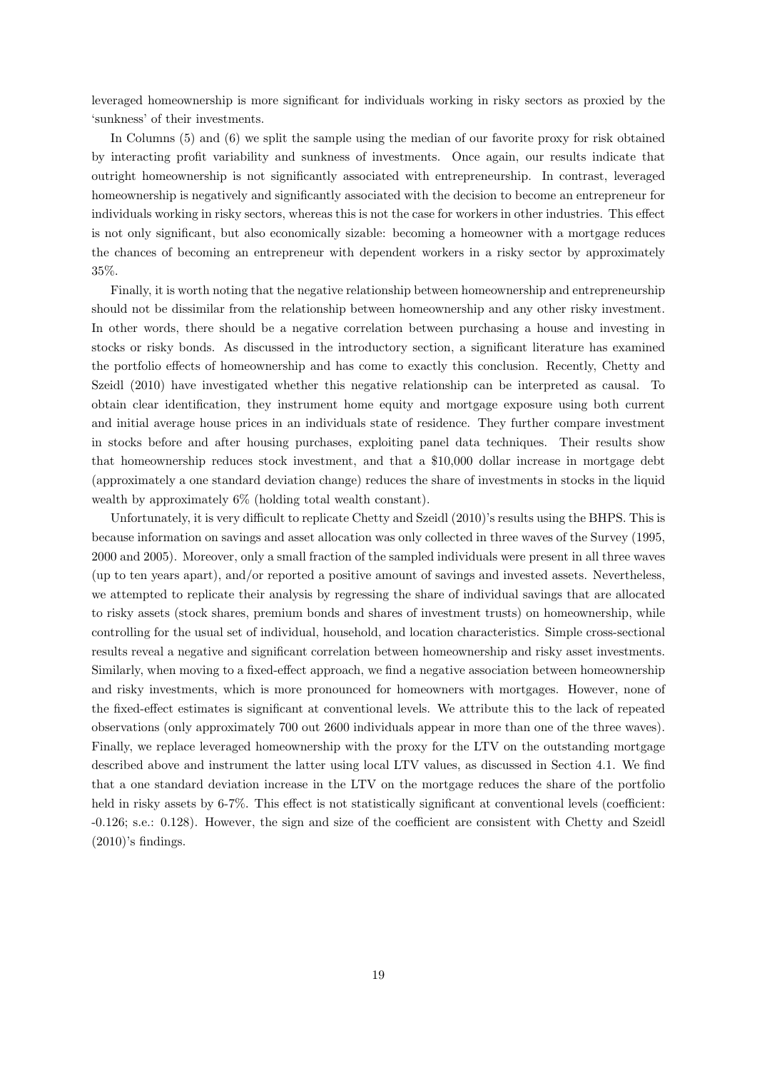leveraged homeownership is more significant for individuals working in risky sectors as proxied by the 'sunkness' of their investments.

In Columns (5) and (6) we split the sample using the median of our favorite proxy for risk obtained by interacting profit variability and sunkness of investments. Once again, our results indicate that outright homeownership is not significantly associated with entrepreneurship. In contrast, leveraged homeownership is negatively and significantly associated with the decision to become an entrepreneur for individuals working in risky sectors, whereas this is not the case for workers in other industries. This effect is not only significant, but also economically sizable: becoming a homeowner with a mortgage reduces the chances of becoming an entrepreneur with dependent workers in a risky sector by approximately 35%.

Finally, it is worth noting that the negative relationship between homeownership and entrepreneurship should not be dissimilar from the relationship between homeownership and any other risky investment. In other words, there should be a negative correlation between purchasing a house and investing in stocks or risky bonds. As discussed in the introductory section, a significant literature has examined the portfolio effects of homeownership and has come to exactly this conclusion. Recently, Chetty and Szeidl (2010) have investigated whether this negative relationship can be interpreted as causal. To obtain clear identification, they instrument home equity and mortgage exposure using both current and initial average house prices in an individuals state of residence. They further compare investment in stocks before and after housing purchases, exploiting panel data techniques. Their results show that homeownership reduces stock investment, and that a $10,000 dollar increase in mortgage debt (approximately a one standard deviation change) reduces the share of investments in stocks in the liquid wealth by approximately 6% (holding total wealth constant).

Unfortunately, it is very difficult to replicate Chetty and Szeidl (2010)'s results using the BHPS. This is because information on savings and asset allocation was only collected in three waves of the Survey (1995, 2000 and 2005). Moreover, only a small fraction of the sampled individuals were present in all three waves (up to ten years apart), and/or reported a positive amount of savings and invested assets. Nevertheless, we attempted to replicate their analysis by regressing the share of individual savings that are allocated to risky assets (stock shares, premium bonds and shares of investment trusts) on homeownership, while controlling for the usual set of individual, household, and location characteristics. Simple cross-sectional results reveal a negative and significant correlation between homeownership and risky asset investments. Similarly, when moving to a fixed-effect approach, we find a negative association between homeownership and risky investments, which is more pronounced for homeowners with mortgages. However, none of the fixed-effect estimates is significant at conventional levels. We attribute this to the lack of repeated observations (only approximately 700 out 2600 individuals appear in more than one of the three waves). Finally, we replace leveraged homeownership with the proxy for the LTV on the outstanding mortgage described above and instrument the latter using local LTV values, as discussed in Section 4.1. We find that a one standard deviation increase in the LTV on the mortgage reduces the share of the portfolio held in risky assets by 6-7%. This effect is not statistically significant at conventional levels (coefficient: -0.126; s.e.: 0.128). However, the sign and size of the coefficient are consistent with Chetty and Szeidl (2010)'s findings.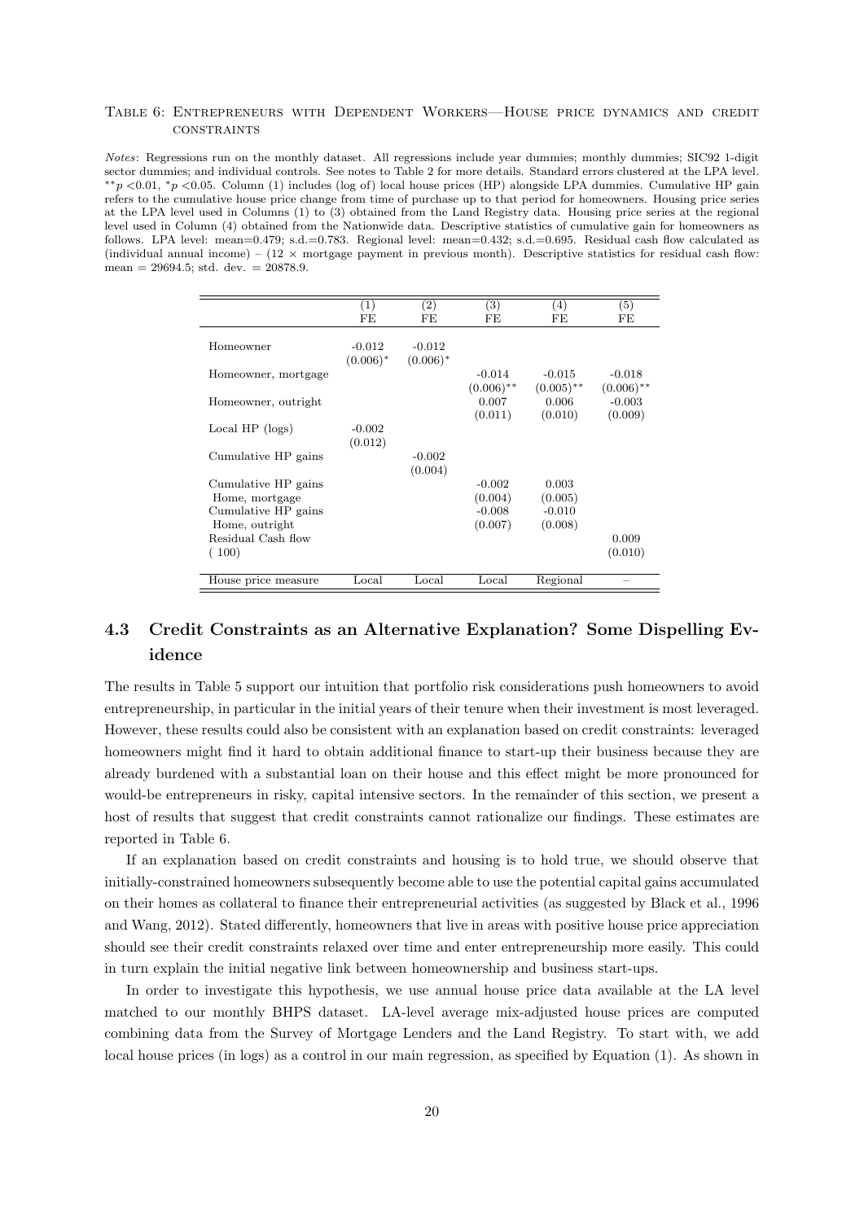Table 6: Entrepreneurs with Dependent Workers—House price dynamics and credit constraints

*Notes*: Regressions run on the monthly dataset. All regressions include year dummies; monthly dummies; SIC92 1-digit sector dummies; and individual controls. See notes to Table 2 for more details. Standard errors clustered at the LPA level. $^{**}p<0.01$, $^{*}p<0.05$. Column (1) includes (log of) local house prices (HP) alongside LPA dummies. Cumulative HP gain refers to the cumulative house price change from time of purchase up to that period for homeowners. Housing price series at the LPA level used in Columns (1) to (3) obtained from the Land Registry data. Housing price series at the regional level used in Column (4) obtained from the Nationwide data. Descriptive statistics of cumulative gain for homeowners as follows. LPA level: mean=0.479; s.d.=0.783. Regional level: mean=0.432; s.d.=0.695. Residual cash flow calculated as (individual annual income) – (12 × mortgage payment in previous month). Descriptive statistics for residual cash flow: mean = 29694.5; std. dev. = 20878.9.

| | (1) FE | (2) FE | (3) FE | (4) FE | (5) FE |
|---|---|---|---|---|---|
| Homeowner | -0.012 | -0.012 | | | |
| | $(0.006)^{*}$ | $(0.006)^{*}$ | | | |
| Homeowner, mortgage | | | -0.014 | -0.015 | -0.018 |
| | | | $(0.006)^{**}$ | $(0.005)^{**}$ | $(0.006)^{**}$ |
| Homeowner, outright | | | 0.007 | 0.006 | -0.003 |
| | | | (0.011) | (0.010) | (0.009) |
| Local HP (logs) | -0.002 | | | | |
| | (0.012) | | | | |
| Cumulative HP gains | | -0.002 | | | |
| | | (0.004) | | | |
| Cumulative HP gains | | | -0.002 | 0.003 | |
| Home, mortgage | | | (0.004) | (0.005) | |
| Cumulative HP gains | | | -0.008 | -0.010 | |
| Home, outright | | | (0.007) | (0.008) | |
| Residual Cash flow | | | | | 0.009 |
| ( 100) | | | | | (0.010) |
| House price measure | Local | Local | Local | Regional | – |

### 4.3 Credit Constraints as an Alternative Explanation? Some Dispelling Evidence

The results in Table 5 support our intuition that portfolio risk considerations push homeowners to avoid entrepreneurship, in particular in the initial years of their tenure when their investment is most leveraged. However, these results could also be consistent with an explanation based on credit constraints: leveraged homeowners might find it hard to obtain additional finance to start-up their business because they are already burdened with a substantial loan on their house and this effect might be more pronounced for would-be entrepreneurs in risky, capital intensive sectors. In the remainder of this section, we present a host of results that suggest that credit constraints cannot rationalize our findings. These estimates are reported in Table 6.

If an explanation based on credit constraints and housing is to hold true, we should observe that initially-constrained homeowners subsequently become able to use the potential capital gains accumulated on their homes as collateral to finance their entrepreneurial activities (as suggested by Black et al., 1996 and Wang, 2012). Stated differently, homeowners that live in areas with positive house price appreciation should see their credit constraints relaxed over time and enter entrepreneurship more easily. This could in turn explain the initial negative link between homeownership and business start-ups.

In order to investigate this hypothesis, we use annual house price data available at the LA level matched to our monthly BHPS dataset. LA-level average mix-adjusted house prices are computed combining data from the Survey of Mortgage Lenders and the Land Registry. To start with, we add local house prices (in logs) as a control in our main regression, as specified by Equation (1). As shown in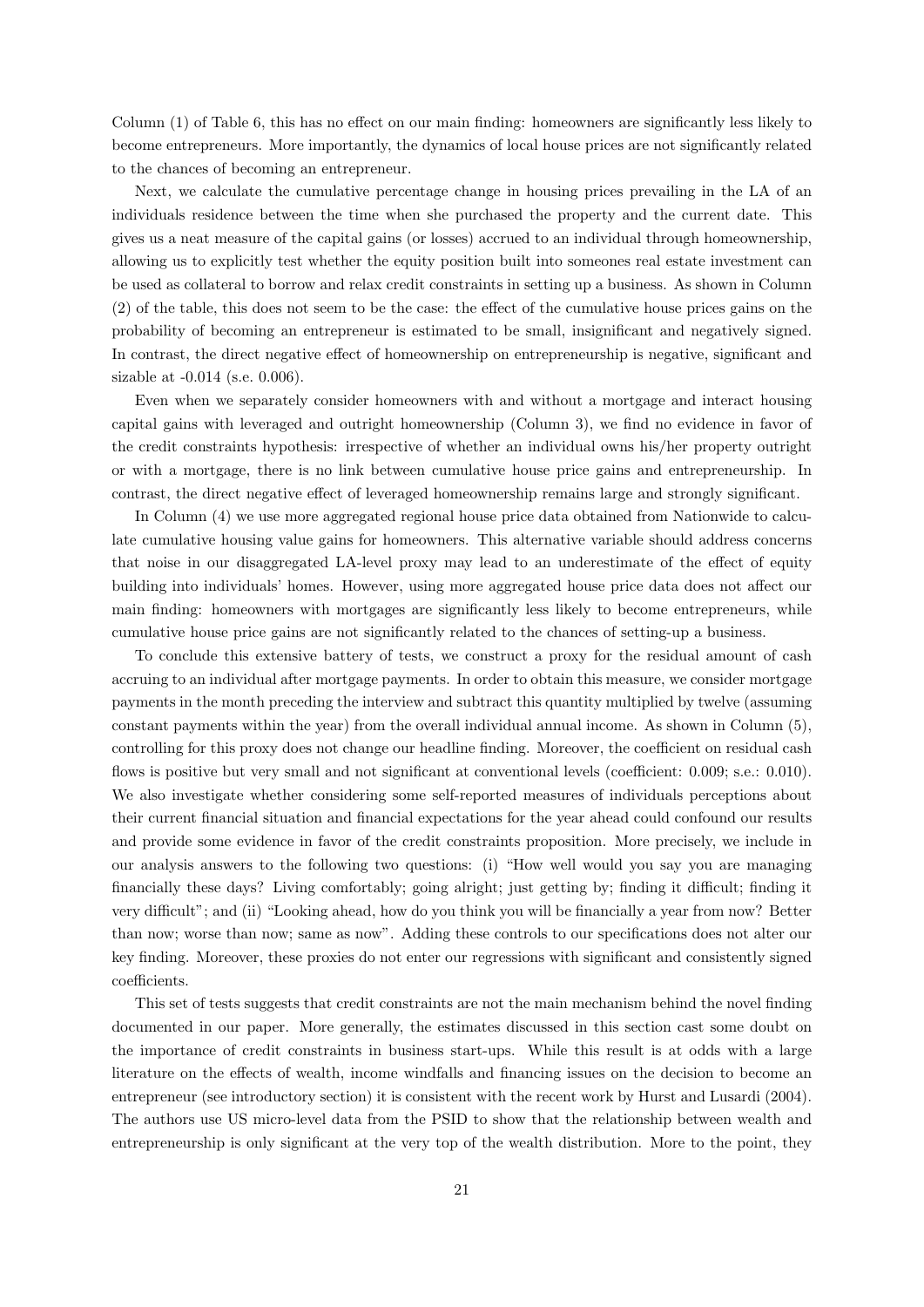Column (1) of Table 6, this has no effect on our main finding: homeowners are significantly less likely to become entrepreneurs. More importantly, the dynamics of local house prices are not significantly related to the chances of becoming an entrepreneur.

Next, we calculate the cumulative percentage change in housing prices prevailing in the LA of an individuals residence between the time when she purchased the property and the current date. This gives us a neat measure of the capital gains (or losses) accrued to an individual through homeownership, allowing us to explicitly test whether the equity position built into someones real estate investment can be used as collateral to borrow and relax credit constraints in setting up a business. As shown in Column (2) of the table, this does not seem to be the case: the effect of the cumulative house prices gains on the probability of becoming an entrepreneur is estimated to be small, insignificant and negatively signed. In contrast, the direct negative effect of homeownership on entrepreneurship is negative, significant and sizable at -0.014 (s.e. 0.006).

Even when we separately consider homeowners with and without a mortgage and interact housing capital gains with leveraged and outright homeownership (Column 3), we find no evidence in favor of the credit constraints hypothesis: irrespective of whether an individual owns his/her property outright or with a mortgage, there is no link between cumulative house price gains and entrepreneurship. In contrast, the direct negative effect of leveraged homeownership remains large and strongly significant.

In Column (4) we use more aggregated regional house price data obtained from Nationwide to calculate cumulative housing value gains for homeowners. This alternative variable should address concerns that noise in our disaggregated LA-level proxy may lead to an underestimate of the effect of equity building into individuals' homes. However, using more aggregated house price data does not affect our main finding: homeowners with mortgages are significantly less likely to become entrepreneurs, while cumulative house price gains are not significantly related to the chances of setting-up a business.

To conclude this extensive battery of tests, we construct a proxy for the residual amount of cash accruing to an individual after mortgage payments. In order to obtain this measure, we consider mortgage payments in the month preceding the interview and subtract this quantity multiplied by twelve (assuming constant payments within the year) from the overall individual annual income. As shown in Column (5), controlling for this proxy does not change our headline finding. Moreover, the coefficient on residual cash flows is positive but very small and not significant at conventional levels (coefficient: 0.009; s.e.: 0.010). We also investigate whether considering some self-reported measures of individuals perceptions about their current financial situation and financial expectations for the year ahead could confound our results and provide some evidence in favor of the credit constraints proposition. More precisely, we include in our analysis answers to the following two questions: (i) "How well would you say you are managing financially these days? Living comfortably; going alright; just getting by; finding it difficult; finding it very difficult"; and (ii) "Looking ahead, how do you think you will be financially a year from now? Better than now; worse than now; same as now". Adding these controls to our specifications does not alter our key finding. Moreover, these proxies do not enter our regressions with significant and consistently signed coefficients.

This set of tests suggests that credit constraints are not the main mechanism behind the novel finding documented in our paper. More generally, the estimates discussed in this section cast some doubt on the importance of credit constraints in business start-ups. While this result is at odds with a large literature on the effects of wealth, income windfalls and financing issues on the decision to become an entrepreneur (see introductory section) it is consistent with the recent work by Hurst and Lusardi (2004). The authors use US micro-level data from the PSID to show that the relationship between wealth and entrepreneurship is only significant at the very top of the wealth distribution. More to the point, they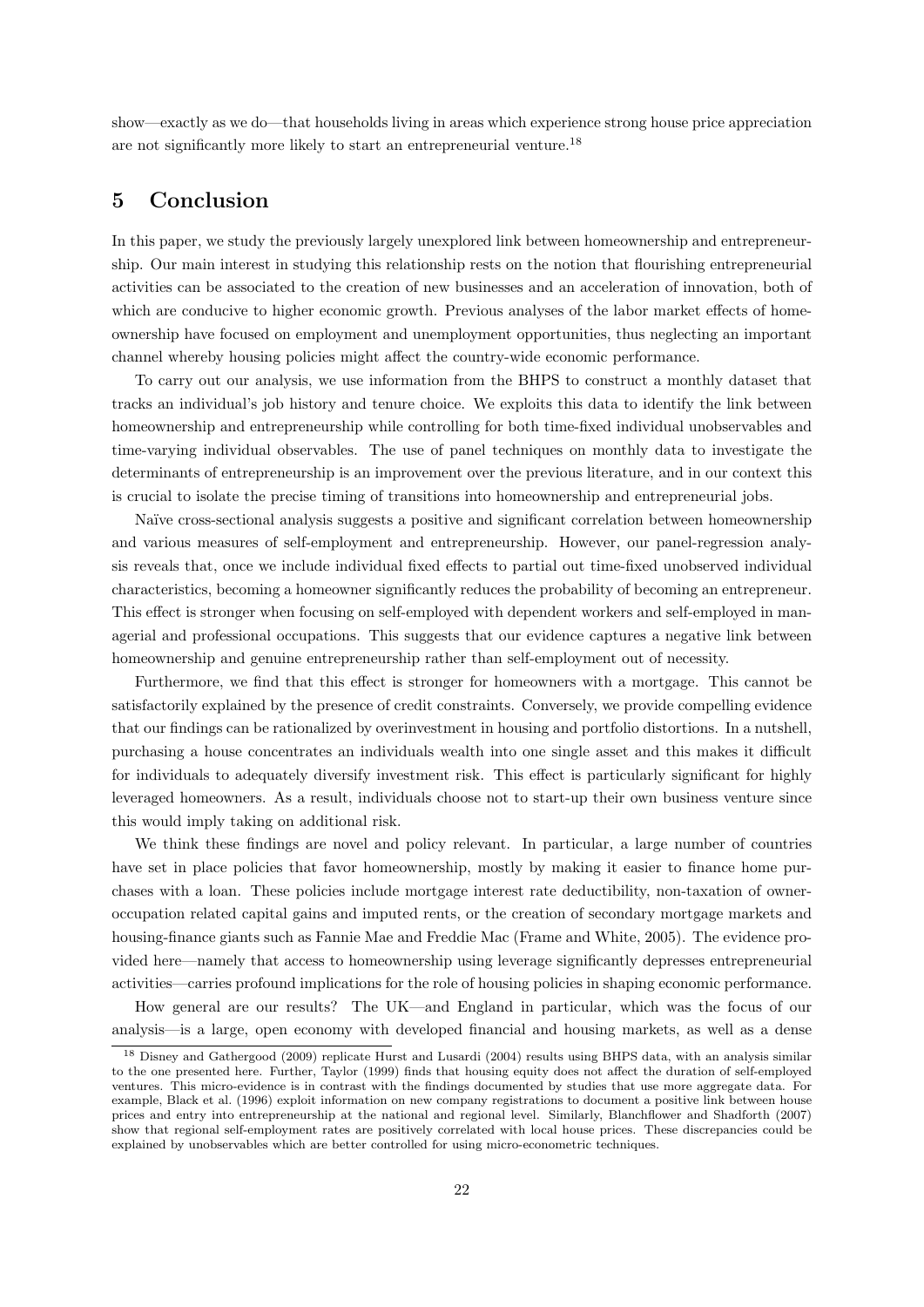show—exactly as we do—that households living in areas which experience strong house price appreciation are not significantly more likely to start an entrepreneurial venture.[18]

# 5 Conclusion

In this paper, we study the previously largely unexplored link between homeownership and entrepreneurship. Our main interest in studying this relationship rests on the notion that flourishing entrepreneurial activities can be associated to the creation of new businesses and an acceleration of innovation, both of which are conducive to higher economic growth. Previous analyses of the labor market effects of homeownership have focused on employment and unemployment opportunities, thus neglecting an important channel whereby housing policies might affect the country-wide economic performance.

To carry out our analysis, we use information from the BHPS to construct a monthly dataset that tracks an individual's job history and tenure choice. We exploits this data to identify the link between homeownership and entrepreneurship while controlling for both time-fixed individual unobservables and time-varying individual observables. The use of panel techniques on monthly data to investigate the determinants of entrepreneurship is an improvement over the previous literature, and in our context this is crucial to isolate the precise timing of transitions into homeownership and entrepreneurial jobs.

Naïve cross-sectional analysis suggests a positive and significant correlation between homeownership and various measures of self-employment and entrepreneurship. However, our panel-regression analysis reveals that, once we include individual fixed effects to partial out time-fixed unobserved individual characteristics, becoming a homeowner significantly reduces the probability of becoming an entrepreneur. This effect is stronger when focusing on self-employed with dependent workers and self-employed in managerial and professional occupations. This suggests that our evidence captures a negative link between homeownership and genuine entrepreneurship rather than self-employment out of necessity.

Furthermore, we find that this effect is stronger for homeowners with a mortgage. This cannot be satisfactorily explained by the presence of credit constraints. Conversely, we provide compelling evidence that our findings can be rationalized by overinvestment in housing and portfolio distortions. In a nutshell, purchasing a house concentrates an individuals wealth into one single asset and this makes it difficult for individuals to adequately diversify investment risk. This effect is particularly significant for highly leveraged homeowners. As a result, individuals choose not to start-up their own business venture since this would imply taking on additional risk.

We think these findings are novel and policy relevant. In particular, a large number of countries have set in place policies that favor homeownership, mostly by making it easier to finance home purchases with a loan. These policies include mortgage interest rate deductibility, non-taxation of owner-occupation related capital gains and imputed rents, or the creation of secondary mortgage markets and housing-finance giants such as Fannie Mae and Freddie Mac (Frame and White, 2005). The evidence provided here—namely that access to homeownership using leverage significantly depresses entrepreneurial activities—carries profound implications for the role of housing policies in shaping economic performance.

How general are our results? The UK—and England in particular, which was the focus of our analysis—is a large, open economy with developed financial and housing markets, as well as a dense

[18] Disney and Gathergood (2009) replicate Hurst and Lusardi (2004) results using BHPS data, with an analysis similar to the one presented here. Further, Taylor (1999) finds that housing equity does not affect the duration of self-employed ventures. This micro-evidence is in contrast with the findings documented by studies that use more aggregate data. For example, Black et al. (1996) exploit information on new company registrations to document a positive link between house prices and entry into entrepreneurship at the national and regional level. Similarly, Blanchflower and Shadforth (2007) show that regional self-employment rates are positively correlated with local house prices. These discrepancies could be explained by unobservables which are better controlled for using micro-econometric techniques.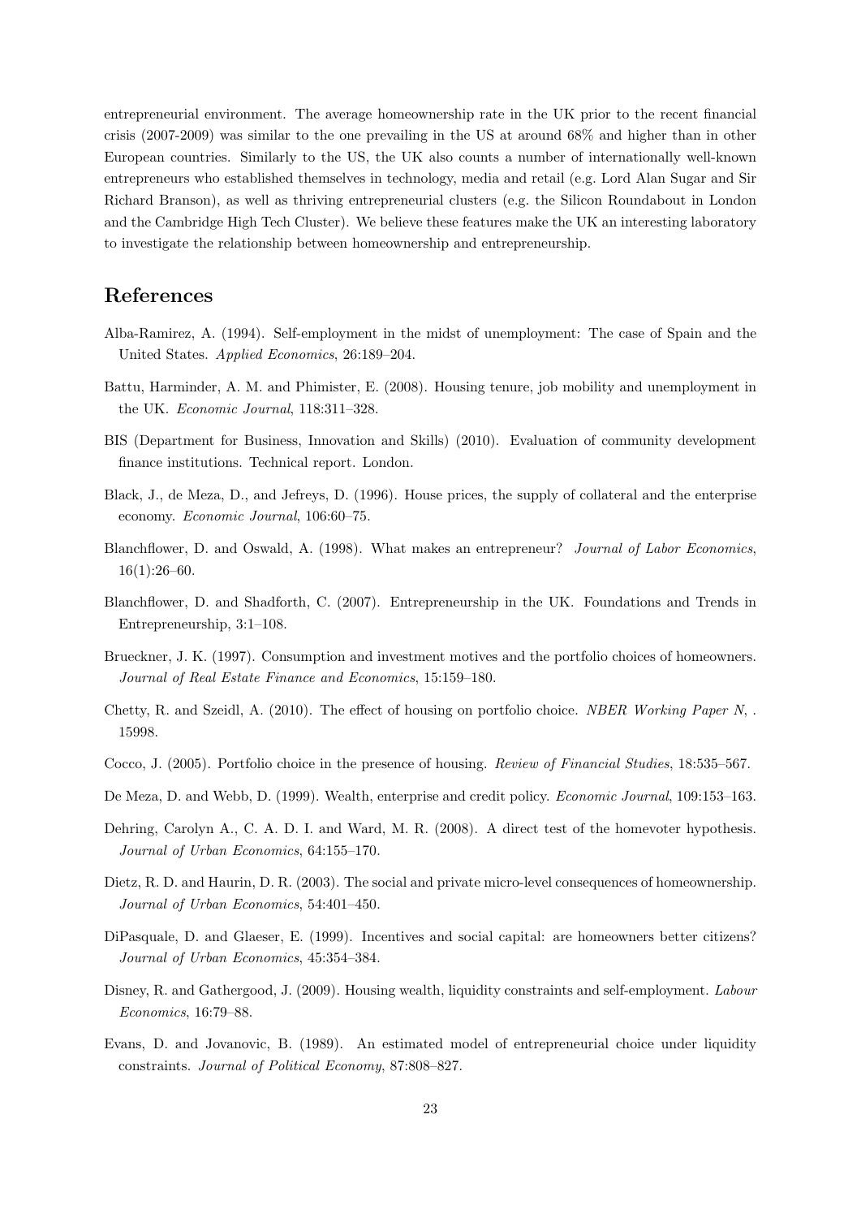entrepreneurial environment. The average homeownership rate in the UK prior to the recent financial crisis (2007-2009) was similar to the one prevailing in the US at around 68% and higher than in other European countries. Similarly to the US, the UK also counts a number of internationally well-known entrepreneurs who established themselves in technology, media and retail (e.g. Lord Alan Sugar and Sir Richard Branson), as well as thriving entrepreneurial clusters (e.g. the Silicon Roundabout in London and the Cambridge High Tech Cluster). We believe these features make the UK an interesting laboratory to investigate the relationship between homeownership and entrepreneurship.

## References

Alba-Ramirez, A. (1994). Self-employment in the midst of unemployment: The case of Spain and the United States. *Applied Economics*, 26:189–204.

Battu, Harminder, A. M. and Phimister, E. (2008). Housing tenure, job mobility and unemployment in the UK. *Economic Journal*, 118:311–328.

BIS (Department for Business, Innovation and Skills) (2010). Evaluation of community development finance institutions. Technical report. London.

Black, J., de Meza, D., and Jefreys, D. (1996). House prices, the supply of collateral and the enterprise economy. *Economic Journal*, 106:60–75.

Blanchflower, D. and Oswald, A. (1998). What makes an entrepreneur? *Journal of Labor Economics*, 16(1):26–60.

Blanchflower, D. and Shadforth, C. (2007). Entrepreneurship in the UK. Foundations and Trends in Entrepreneurship, 3:1–108.

Brueckner, J. K. (1997). Consumption and investment motives and the portfolio choices of homeowners. *Journal of Real Estate Finance and Economics*, 15:159–180.

Chetty, R. and Szeidl, A. (2010). The effect of housing on portfolio choice. *NBER Working Paper N*, . 15998.

Cocco, J. (2005). Portfolio choice in the presence of housing. *Review of Financial Studies*, 18:535–567.

De Meza, D. and Webb, D. (1999). Wealth, enterprise and credit policy. *Economic Journal*, 109:153–163.

Dehring, Carolyn A., C. A. D. I. and Ward, M. R. (2008). A direct test of the homevoter hypothesis. *Journal of Urban Economics*, 64:155–170.

Dietz, R. D. and Haurin, D. R. (2003). The social and private micro-level consequences of homeownership. *Journal of Urban Economics*, 54:401–450.

DiPasquale, D. and Glaeser, E. (1999). Incentives and social capital: are homeowners better citizens? *Journal of Urban Economics*, 45:354–384.

Disney, R. and Gathergood, J. (2009). Housing wealth, liquidity constraints and self-employment. *Labour Economics*, 16:79–88.

Evans, D. and Jovanovic, B. (1989). An estimated model of entrepreneurial choice under liquidity constraints. *Journal of Political Economy*, 87:808–827.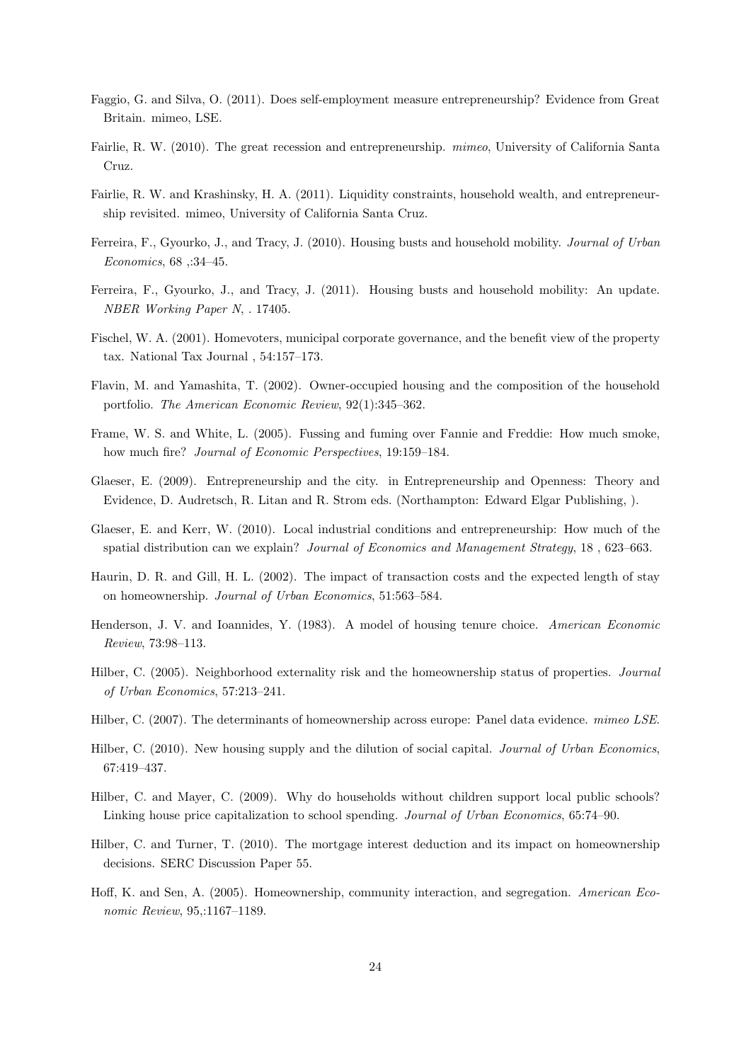Faggio, G. and Silva, O. (2011). Does self-employment measure entrepreneurship? Evidence from Great Britain. mimeo, LSE.

Fairlie, R. W. (2010). The great recession and entrepreneurship. *mimeo*, University of California Santa Cruz.

Fairlie, R. W. and Krashinsky, H. A. (2011). Liquidity constraints, household wealth, and entrepreneurship revisited. mimeo, University of California Santa Cruz.

Ferreira, F., Gyourko, J., and Tracy, J. (2010). Housing busts and household mobility. *Journal of Urban Economics*, 68 ,:34–45.

Ferreira, F., Gyourko, J., and Tracy, J. (2011). Housing busts and household mobility: An update. *NBER Working Paper N*, . 17405.

Fischel, W. A. (2001). Homevoters, municipal corporate governance, and the benefit view of the property tax. National Tax Journal , 54:157–173.

Flavin, M. and Yamashita, T. (2002). Owner-occupied housing and the composition of the household portfolio. *The American Economic Review*, 92(1):345–362.

Frame, W. S. and White, L. (2005). Fussing and fuming over Fannie and Freddie: How much smoke, how much fire? *Journal of Economic Perspectives*, 19:159–184.

Glaeser, E. (2009). Entrepreneurship and the city. in Entrepreneurship and Openness: Theory and Evidence, D. Audretsch, R. Litan and R. Strom eds. (Northampton: Edward Elgar Publishing, ).

Glaeser, E. and Kerr, W. (2010). Local industrial conditions and entrepreneurship: How much of the spatial distribution can we explain? *Journal of Economics and Management Strategy*, 18 , 623–663.

Haurin, D. R. and Gill, H. L. (2002). The impact of transaction costs and the expected length of stay on homeownership. *Journal of Urban Economics*, 51:563–584.

Henderson, J. V. and Ioannides, Y. (1983). A model of housing tenure choice. *American Economic Review*, 73:98–113.

Hilber, C. (2005). Neighborhood externality risk and the homeownership status of properties. *Journal of Urban Economics*, 57:213–241.

Hilber, C. (2007). The determinants of homeownership across europe: Panel data evidence. *mimeo LSE*.

Hilber, C. (2010). New housing supply and the dilution of social capital. *Journal of Urban Economics*, 67:419–437.

Hilber, C. and Mayer, C. (2009). Why do households without children support local public schools? Linking house price capitalization to school spending. *Journal of Urban Economics*, 65:74–90.

Hilber, C. and Turner, T. (2010). The mortgage interest deduction and its impact on homeownership decisions. SERC Discussion Paper 55.

Hoff, K. and Sen, A. (2005). Homeownership, community interaction, and segregation. *American Economic Review*, 95,:1167–1189.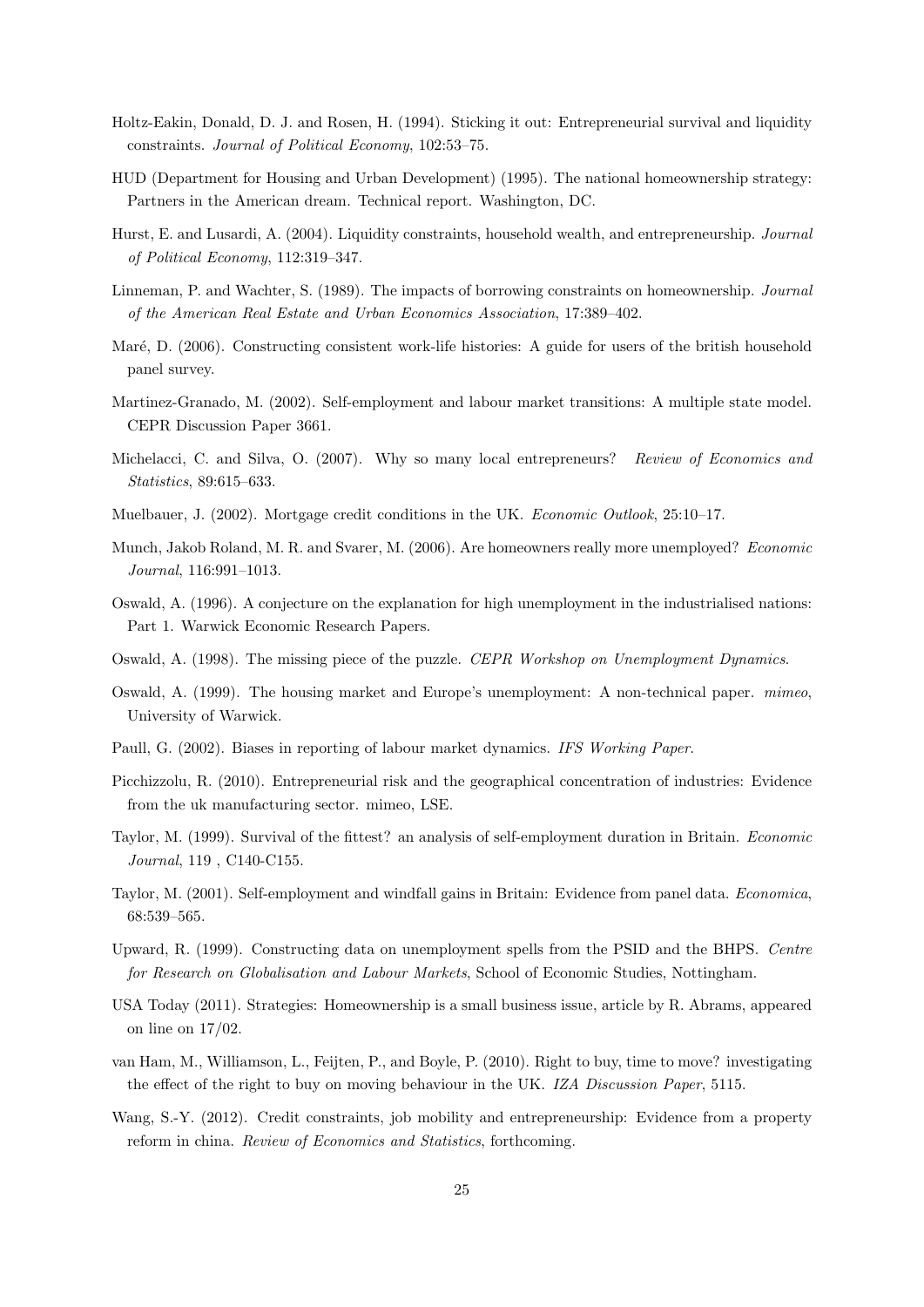Holtz-Eakin, Donald, D. J. and Rosen, H. (1994). Sticking it out: Entrepreneurial survival and liquidity constraints. *Journal of Political Economy*, 102:53–75.

HUD (Department for Housing and Urban Development) (1995). The national homeownership strategy: Partners in the American dream. Technical report. Washington, DC.

Hurst, E. and Lusardi, A. (2004). Liquidity constraints, household wealth, and entrepreneurship. *Journal of Political Economy*, 112:319–347.

Linneman, P. and Wachter, S. (1989). The impacts of borrowing constraints on homeownership. *Journal of the American Real Estate and Urban Economics Association*, 17:389–402.

Maré, D. (2006). Constructing consistent work-life histories: A guide for users of the british household panel survey.

Martinez-Granado, M. (2002). Self-employment and labour market transitions: A multiple state model. CEPR Discussion Paper 3661.

Michelacci, C. and Silva, O. (2007). Why so many local entrepreneurs? *Review of Economics and Statistics*, 89:615–633.

Muelbauer, J. (2002). Mortgage credit conditions in the UK. *Economic Outlook*, 25:10–17.

Munch, Jakob Roland, M. R. and Svarer, M. (2006). Are homeowners really more unemployed? *Economic Journal*, 116:991–1013.

Oswald, A. (1996). A conjecture on the explanation for high unemployment in the industrialised nations: Part 1. Warwick Economic Research Papers.

Oswald, A. (1998). The missing piece of the puzzle. *CEPR Workshop on Unemployment Dynamics*.

Oswald, A. (1999). The housing market and Europe's unemployment: A non-technical paper. *mimeo*, University of Warwick.

Paull, G. (2002). Biases in reporting of labour market dynamics. *IFS Working Paper*.

Picchizzolu, R. (2010). Entrepreneurial risk and the geographical concentration of industries: Evidence from the uk manufacturing sector. mimeo, LSE.

Taylor, M. (1999). Survival of the fittest? an analysis of self-employment duration in Britain. *Economic Journal*, 119 , C140-C155.

Taylor, M. (2001). Self-employment and windfall gains in Britain: Evidence from panel data. *Economica*, 68:539–565.

Upward, R. (1999). Constructing data on unemployment spells from the PSID and the BHPS. *Centre for Research on Globalisation and Labour Markets*, School of Economic Studies, Nottingham.

USA Today (2011). Strategies: Homeownership is a small business issue, article by R. Abrams, appeared on line on 17/02.

van Ham, M., Williamson, L., Feijten, P., and Boyle, P. (2010). Right to buy, time to move? investigating the effect of the right to buy on moving behaviour in the UK. *IZA Discussion Paper*, 5115.

Wang, S.-Y. (2012). Credit constraints, job mobility and entrepreneurship: Evidence from a property reform in china. *Review of Economics and Statistics*, forthcoming.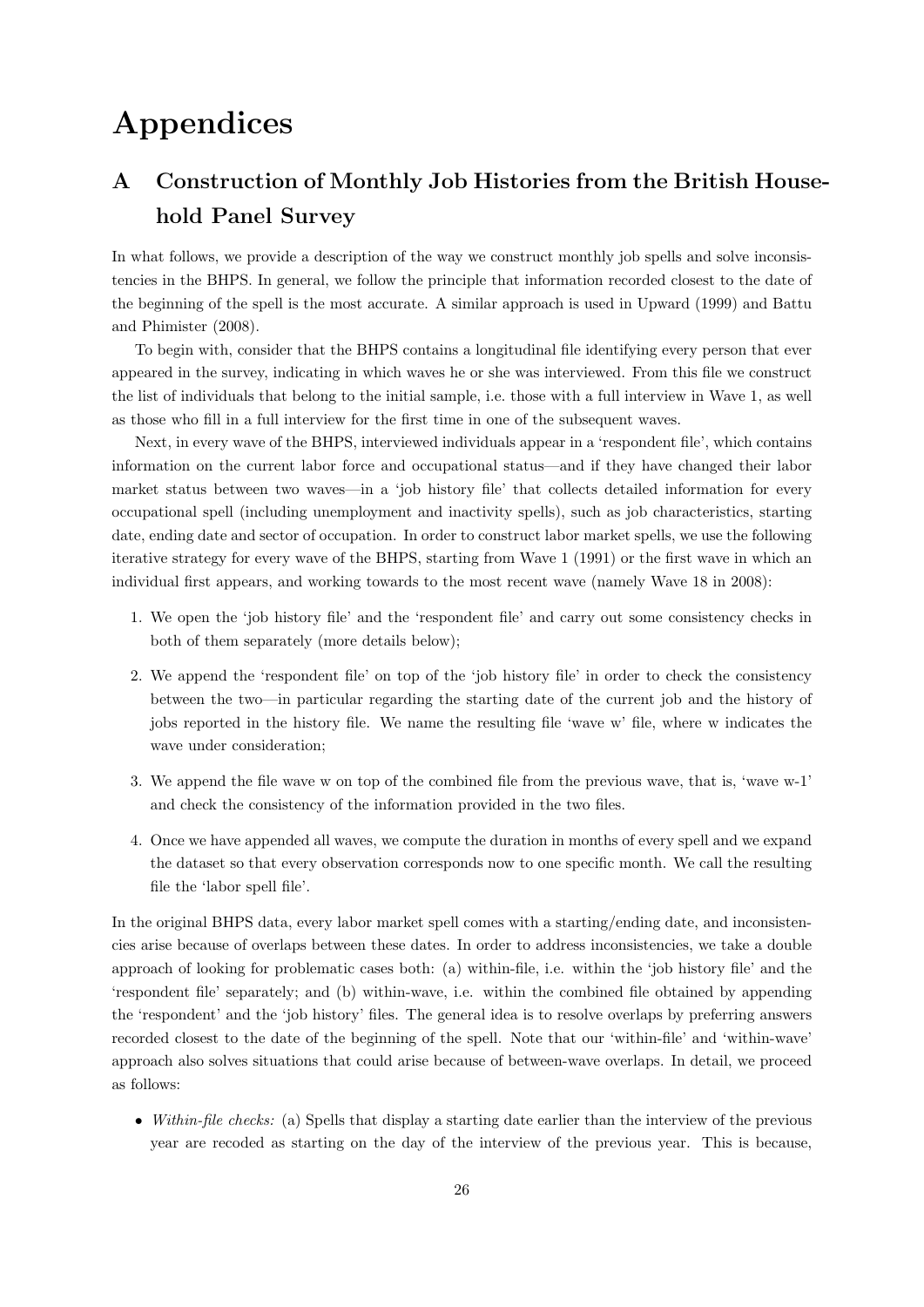# Appendices

## A Construction of Monthly Job Histories from the British Household Panel Survey

In what follows, we provide a description of the way we construct monthly job spells and solve inconsistencies in the BHPS. In general, we follow the principle that information recorded closest to the date of the beginning of the spell is the most accurate. A similar approach is used in Upward (1999) and Battu and Phimister (2008).

To begin with, consider that the BHPS contains a longitudinal file identifying every person that ever appeared in the survey, indicating in which waves he or she was interviewed. From this file we construct the list of individuals that belong to the initial sample, i.e. those with a full interview in Wave 1, as well as those who fill in a full interview for the first time in one of the subsequent waves.

Next, in every wave of the BHPS, interviewed individuals appear in a 'respondent file', which contains information on the current labor force and occupational status—and if they have changed their labor market status between two waves—in a 'job history file' that collects detailed information for every occupational spell (including unemployment and inactivity spells), such as job characteristics, starting date, ending date and sector of occupation. In order to construct labor market spells, we use the following iterative strategy for every wave of the BHPS, starting from Wave 1 (1991) or the first wave in which an individual first appears, and working towards to the most recent wave (namely Wave 18 in 2008):

1. We open the 'job history file' and the 'respondent file' and carry out some consistency checks in both of them separately (more details below);
2. We append the 'respondent file' on top of the 'job history file' in order to check the consistency between the two—in particular regarding the starting date of the current job and the history of jobs reported in the history file. We name the resulting file 'wave w' file, where w indicates the wave under consideration;
3. We append the file wave w on top of the combined file from the previous wave, that is, 'wave w-1' and check the consistency of the information provided in the two files.
4. Once we have appended all waves, we compute the duration in months of every spell and we expand the dataset so that every observation corresponds now to one specific month. We call the resulting file the 'labor spell file'.

In the original BHPS data, every labor market spell comes with a starting/ending date, and inconsistencies arise because of overlaps between these dates. In order to address inconsistencies, we take a double approach of looking for problematic cases both: (a) within-file, i.e. within the 'job history file' and the 'respondent file' separately; and (b) within-wave, i.e. within the combined file obtained by appending the 'respondent' and the 'job history' files. The general idea is to resolve overlaps by preferring answers recorded closest to the date of the beginning of the spell. Note that our 'within-file' and 'within-wave' approach also solves situations that could arise because of between-wave overlaps. In detail, we proceed as follows:

- *Within-file checks:* (a) Spells that display a starting date earlier than the interview of the previous year are recoded as starting on the day of the interview of the previous year. This is because,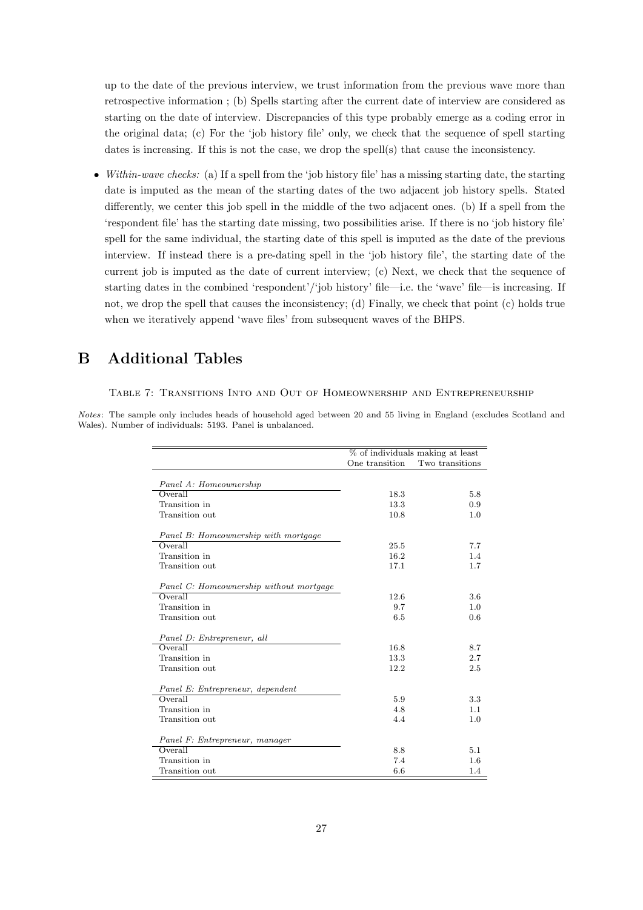up to the date of the previous interview, we trust information from the previous wave more than retrospective information ; (b) Spells starting after the current date of interview are considered as starting on the date of interview. Discrepancies of this type probably emerge as a coding error in the original data; (c) For the 'job history file' only, we check that the sequence of spell starting dates is increasing. If this is not the case, we drop the spell(s) that cause the inconsistency.

- *Within-wave checks:* (a) If a spell from the 'job history file' has a missing starting date, the starting date is imputed as the mean of the starting dates of the two adjacent job history spells. Stated differently, we center this job spell in the middle of the two adjacent ones. (b) If a spell from the 'respondent file' has the starting date missing, two possibilities arise. If there is no 'job history file' spell for the same individual, the starting date of this spell is imputed as the date of the previous interview. If instead there is a pre-dating spell in the 'job history file', the starting date of the current job is imputed as the date of current interview; (c) Next, we check that the sequence of starting dates in the combined 'respondent'/'job history' file—i.e. the 'wave' file—is increasing. If not, we drop the spell that causes the inconsistency; (d) Finally, we check that point (c) holds true when we iteratively append 'wave files' from subsequent waves of the BHPS.

# B Additional Tables

Table 7: Transitions Into and Out of Homeownership and Entrepreneurship

*Notes*: The sample only includes heads of household aged between 20 and 55 living in England (excludes Scotland and Wales). Number of individuals: 5193. Panel is unbalanced.

| | % of individuals making at least | |
|---|---|---|
| | One transition | Two transitions |
| *Panel A: Homeownership* | | |
| Overall | 18.3 | 5.8 |
| Transition in | 13.3 | 0.9 |
| Transition out | 10.8 | 1.0 |
| *Panel B: Homeownership with mortgage* | | |
| Overall | 25.5 | 7.7 |
| Transition in | 16.2 | 1.4 |
| Transition out | 17.1 | 1.7 |
| *Panel C: Homeownership without mortgage* | | |
| Overall | 12.6 | 3.6 |
| Transition in | 9.7 | 1.0 |
| Transition out | 6.5 | 0.6 |
| *Panel D: Entrepreneur, all* | | |
| Overall | 16.8 | 8.7 |
| Transition in | 13.3 | 2.7 |
| Transition out | 12.2 | 2.5 |
| *Panel E: Entrepreneur, dependent* | | |
| Overall | 5.9 | 3.3 |
| Transition in | 4.8 | 1.1 |
| Transition out | 4.4 | 1.0 |
| *Panel F: Entrepreneur, manager* | | |
| Overall | 8.8 | 5.1 |
| Transition in | 7.4 | 1.6 |
| Transition out | 6.6 | 1.4 |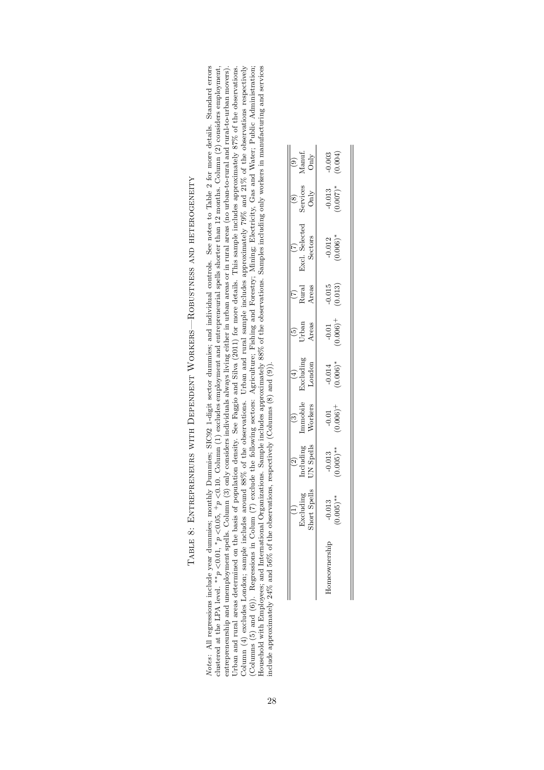# Table 8: Entrepreneurs with Dependent Workers—Robustness and heterogeneity

| | (1) Excluding Short Spells | (2) Including UN Spells | (3) Immobile Workers | (4) Excluding London | (5) Urban Areas | (7) Rural Areas | (7) Excl. Selected Sectors | (8) Services Only | (9) Manuf. Only |
|---|---|---|---|---|---|---|---|---|---|
| Homeownership | -0.013 | -0.013 | -0.01 | -0.014 | -0.01 | -0.015 | -0.012 | -0.013 | -0.003 |
| | (0.005)** | (0.005)** | (0.006)+ | (0.006)* | (0.006)+ | (0.013) | (0.006)* | (0.007)* | (0.004) |

*Notes*: All regressions include year dummies; monthly Dummies; SIC92 1-digit sector dummies; and individual controls. See notes to Table 2 for more details. Standard errors clustered at the LPA level. $^{**}p < 0.01$, $^{*}p < 0.05$, $^{+}p < 0.10$. Column (1) excludes employment and entrepreneurial spells shorter than 12 months. Column (2) considers employment, entrepreneurship and unemployment spells. Column (3) only considers individuals always living either in urban areas or in rural areas (no urban-to-rural and rural-to-urban movers). Urban and rural areas determined on the basis of population density. See Faggio and Silva (2011) for more details. This sample includes approximately 87% of the observations. Column (4) excludes London; sample includes around 88% of the observations. Urban and rural sample includes approximately 79% and 21% of the observations respectively (Columns (5) and (6)). Regressions in Colum (7) exclude the following sectors: Agriculture; Fishing and Forestry; Mining; Electricity, Gas and Water; Public Administration; Household with Employees; and International Organizations. Sample includes approximately 88% of the observations. Samples including only workers in manufacturing and services include approximately 24% and 56% of the observations, respectively (Columns (8) and (9)).